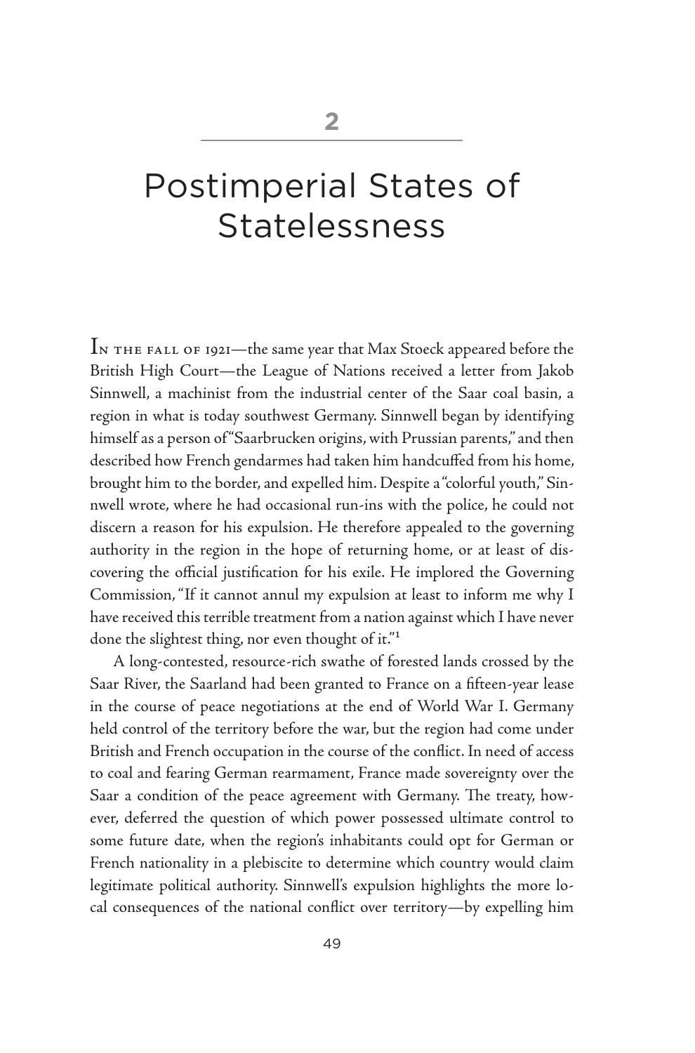# 2

# Postimperial States of Statelessness

In the fall of 1921—the same year that Max Stoeck appeared before the British High Court—the League of Nations received a letter from Jakob Sinnwell, a machinist from the industrial center of the Saar coal basin, a region in what is today southwest Germany. Sinnwell began by identifying himself as a person of "Saarbrucken origins, with Prussian parents," and then described how French gendarmes had taken him handcuffed from his home, brought him to the border, and expelled him. Despite a "colorful youth," Sinnwell wrote, where he had occasional run-ins with the police, he could not discern a reason for his expulsion. He therefore appealed to the governing authority in the region in the hope of returning home, or at least of discovering the official justification for his exile. He implored the Governing Commission, "If it cannot annul my expulsion at least to inform me why I have received this terrible treatment from a nation against which I have never done the slightest thing, nor even thought of it."[1]

A long-contested, resource-rich swathe of forested lands crossed by the Saar River, the Saarland had been granted to France on a fifteen-year lease in the course of peace negotiations at the end of World War I. Germany held control of the territory before the war, but the region had come under British and French occupation in the course of the conflict. In need of access to coal and fearing German rearmament, France made sovereignty over the Saar a condition of the peace agreement with Germany. The treaty, however, deferred the question of which power possessed ultimate control to some future date, when the region's inhabitants could opt for German or French nationality in a plebiscite to determine which country would claim legitimate political authority. Sinnwell's expulsion highlights the more local consequences of the national conflict over territory—by expelling him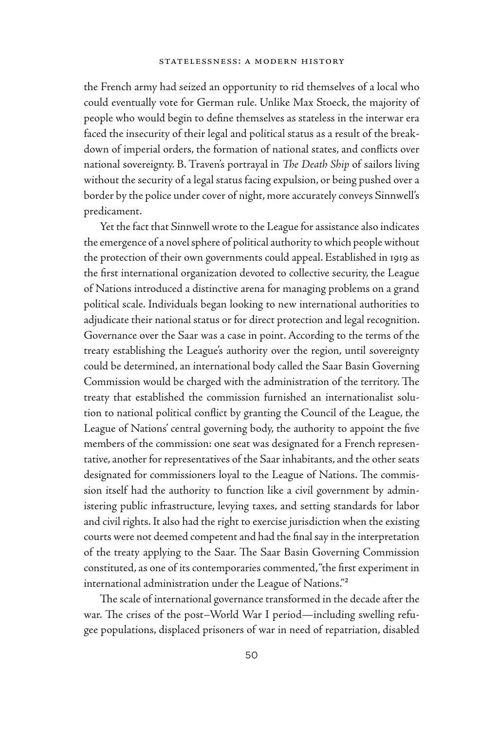the French army had seized an opportunity to rid themselves of a local who could eventually vote for German rule. Unlike Max Stoeck, the majority of people who would begin to define themselves as stateless in the interwar era faced the insecurity of their legal and political status as a result of the breakdown of imperial orders, the formation of national states, and conflicts over national sovereignty. B. Traven's portrayal in *The Death Ship* of sailors living without the security of a legal status facing expulsion, or being pushed over a border by the police under cover of night, more accurately conveys Sinnwell's predicament.

Yet the fact that Sinnwell wrote to the League for assistance also indicates the emergence of a novel sphere of political authority to which people without the protection of their own governments could appeal. Established in 1919 as the first international organization devoted to collective security, the League of Nations introduced a distinctive arena for managing problems on a grand political scale. Individuals began looking to new international authorities to adjudicate their national status or for direct protection and legal recognition. Governance over the Saar was a case in point. According to the terms of the treaty establishing the League's authority over the region, until sovereignty could be determined, an international body called the Saar Basin Governing Commission would be charged with the administration of the territory. The treaty that established the commission furnished an internationalist solution to national political conflict by granting the Council of the League, the League of Nations' central governing body, the authority to appoint the five members of the commission: one seat was designated for a French representative, another for representatives of the Saar inhabitants, and the other seats designated for commissioners loyal to the League of Nations. The commission itself had the authority to function like a civil government by administering public infrastructure, levying taxes, and setting standards for labor and civil rights. It also had the right to exercise jurisdiction when the existing courts were not deemed competent and had the final say in the interpretation of the treaty applying to the Saar. The Saar Basin Governing Commission constituted, as one of its contemporaries commented, "the first experiment in international administration under the League of Nations."[2]

The scale of international governance transformed in the decade after the war. The crises of the post–World War I period—including swelling refugee populations, displaced prisoners of war in need of repatriation, disabled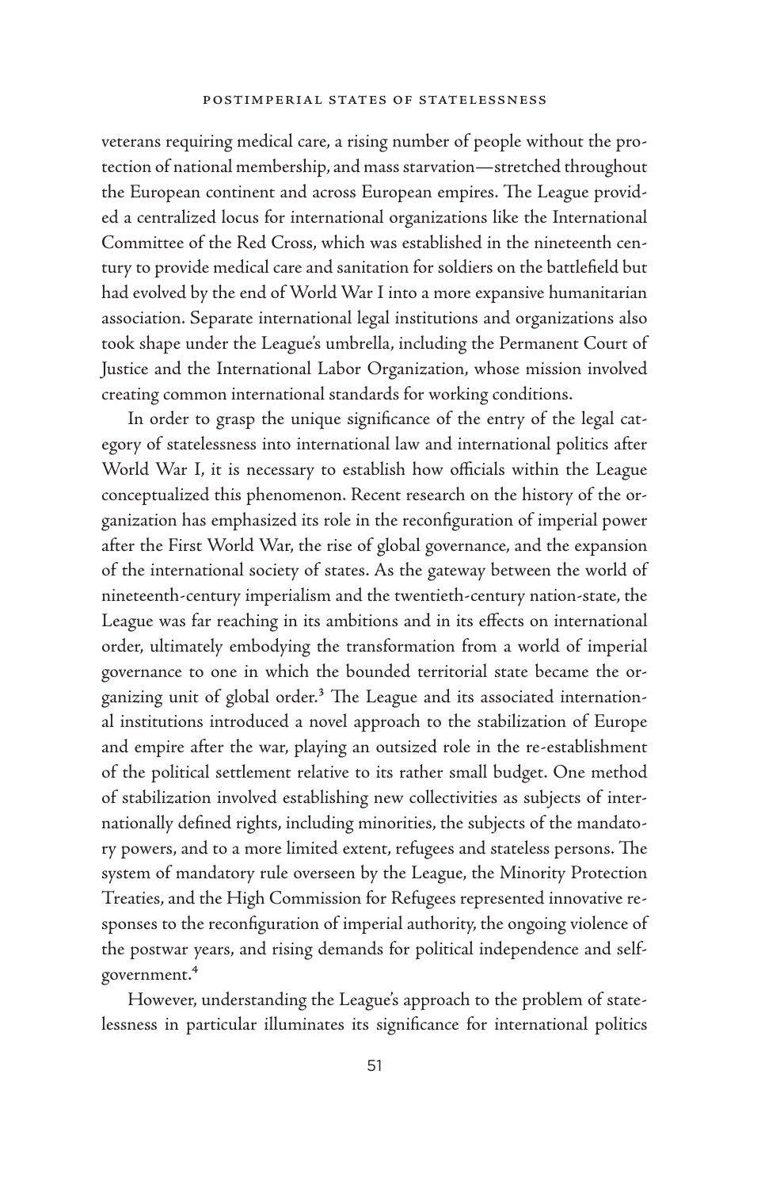veterans requiring medical care, a rising number of people without the protection of national membership, and mass starvation—stretched throughout the European continent and across European empires. The League provided a centralized locus for international organizations like the International Committee of the Red Cross, which was established in the nineteenth century to provide medical care and sanitation for soldiers on the battlefield but had evolved by the end of World War I into a more expansive humanitarian association. Separate international legal institutions and organizations also took shape under the League's umbrella, including the Permanent Court of Justice and the International Labor Organization, whose mission involved creating common international standards for working conditions.

In order to grasp the unique significance of the entry of the legal category of statelessness into international law and international politics after World War I, it is necessary to establish how officials within the League conceptualized this phenomenon. Recent research on the history of the organization has emphasized its role in the reconfiguration of imperial power after the First World War, the rise of global governance, and the expansion of the international society of states. As the gateway between the world of nineteenth-century imperialism and the twentieth-century nation-state, the League was far reaching in its ambitions and in its effects on international order, ultimately embodying the transformation from a world of imperial governance to one in which the bounded territorial state became the organizing unit of global order.[3] The League and its associated international institutions introduced a novel approach to the stabilization of Europe and empire after the war, playing an outsized role in the re-establishment of the political settlement relative to its rather small budget. One method of stabilization involved establishing new collectivities as subjects of internationally defined rights, including minorities, the subjects of the mandatory powers, and to a more limited extent, refugees and stateless persons. The system of mandatory rule overseen by the League, the Minority Protection Treaties, and the High Commission for Refugees represented innovative responses to the reconfiguration of imperial authority, the ongoing violence of the postwar years, and rising demands for political independence and self-government.[4]

However, understanding the League's approach to the problem of statelessness in particular illuminates its significance for international politics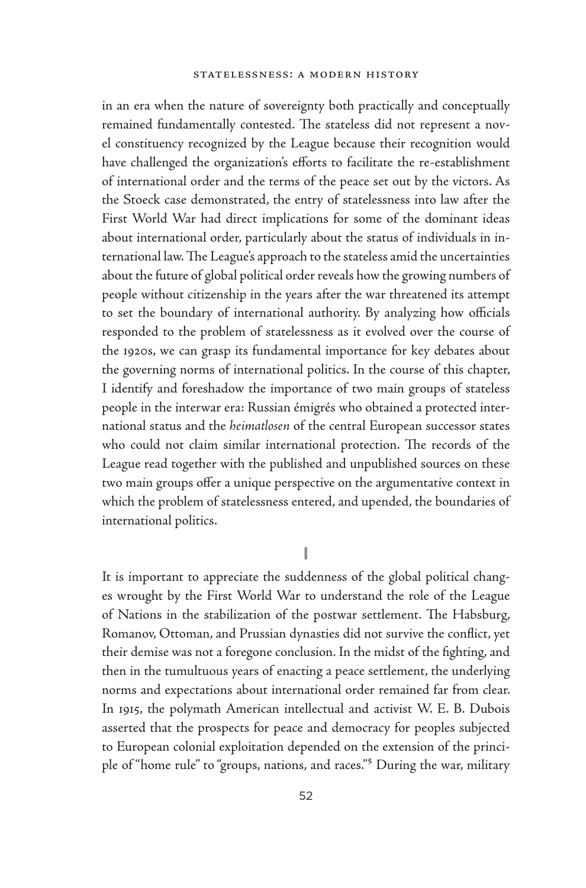in an era when the nature of sovereignty both practically and conceptually remained fundamentally contested. The stateless did not represent a novel constituency recognized by the League because their recognition would have challenged the organization's efforts to facilitate the re-establishment of international order and the terms of the peace set out by the victors. As the Stoeck case demonstrated, the entry of statelessness into law after the First World War had direct implications for some of the dominant ideas about international order, particularly about the status of individuals in international law. The League's approach to the stateless amid the uncertainties about the future of global political order reveals how the growing numbers of people without citizenship in the years after the war threatened its attempt to set the boundary of international authority. By analyzing how officials responded to the problem of statelessness as it evolved over the course of the 1920s, we can grasp its fundamental importance for key debates about the governing norms of international politics. In the course of this chapter, I identify and foreshadow the importance of two main groups of stateless people in the interwar era: Russian émigrés who obtained a protected international status and the *heimatlosen* of the central European successor states who could not claim similar international protection. The records of the League read together with the published and unpublished sources on these two main groups offer a unique perspective on the argumentative context in which the problem of statelessness entered, and upended, the boundaries of international politics.

## I

It is important to appreciate the suddenness of the global political changes wrought by the First World War to understand the role of the League of Nations in the stabilization of the postwar settlement. The Habsburg, Romanov, Ottoman, and Prussian dynasties did not survive the conflict, yet their demise was not a foregone conclusion. In the midst of the fighting, and then in the tumultuous years of enacting a peace settlement, the underlying norms and expectations about international order remained far from clear. In 1915, the polymath American intellectual and activist W. E. B. Dubois asserted that the prospects for peace and democracy for peoples subjected to European colonial exploitation depended on the extension of the principle of "home rule" to "groups, nations, and races."[5] During the war, military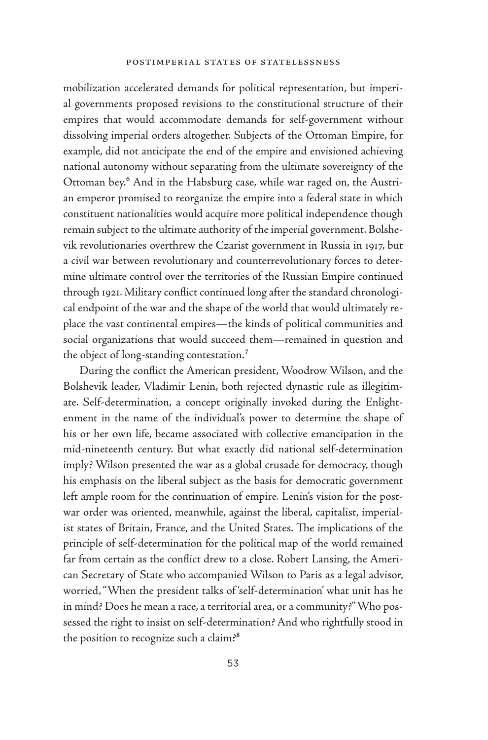mobilization accelerated demands for political representation, but imperial governments proposed revisions to the constitutional structure of their empires that would accommodate demands for self-government without dissolving imperial orders altogether. Subjects of the Ottoman Empire, for example, did not anticipate the end of the empire and envisioned achieving national autonomy without separating from the ultimate sovereignty of the Ottoman bey.[6] And in the Habsburg case, while war raged on, the Austrian emperor promised to reorganize the empire into a federal state in which constituent nationalities would acquire more political independence though remain subject to the ultimate authority of the imperial government. Bolshevik revolutionaries overthrew the Czarist government in Russia in 1917, but a civil war between revolutionary and counterrevolutionary forces to determine ultimate control over the territories of the Russian Empire continued through 1921. Military conflict continued long after the standard chronological endpoint of the war and the shape of the world that would ultimately replace the vast continental empires—the kinds of political communities and social organizations that would succeed them—remained in question and the object of long-standing contestation.[7]

During the conflict the American president, Woodrow Wilson, and the Bolshevik leader, Vladimir Lenin, both rejected dynastic rule as illegitimate. Self-determination, a concept originally invoked during the Enlightenment in the name of the individual's power to determine the shape of his or her own life, became associated with collective emancipation in the mid-nineteenth century. But what exactly did national self-determination imply? Wilson presented the war as a global crusade for democracy, though his emphasis on the liberal subject as the basis for democratic government left ample room for the continuation of empire. Lenin's vision for the postwar order was oriented, meanwhile, against the liberal, capitalist, imperialist states of Britain, France, and the United States. The implications of the principle of self-determination for the political map of the world remained far from certain as the conflict drew to a close. Robert Lansing, the American Secretary of State who accompanied Wilson to Paris as a legal advisor, worried, "When the president talks of 'self-determination' what unit has he in mind? Does he mean a race, a territorial area, or a community?" Who possessed the right to insist on self-determination? And who rightfully stood in the position to recognize such a claim?[8]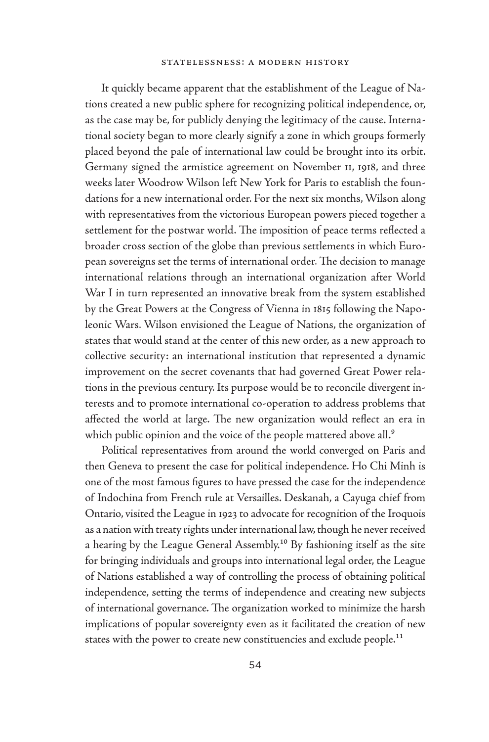It quickly became apparent that the establishment of the League of Nations created a new public sphere for recognizing political independence, or, as the case may be, for publicly denying the legitimacy of the cause. International society began to more clearly signify a zone in which groups formerly placed beyond the pale of international law could be brought into its orbit. Germany signed the armistice agreement on November 11, 1918, and three weeks later Woodrow Wilson left New York for Paris to establish the foundations for a new international order. For the next six months, Wilson along with representatives from the victorious European powers pieced together a settlement for the postwar world. The imposition of peace terms reflected a broader cross section of the globe than previous settlements in which European sovereigns set the terms of international order. The decision to manage international relations through an international organization after World War I in turn represented an innovative break from the system established by the Great Powers at the Congress of Vienna in 1815 following the Napoleonic Wars. Wilson envisioned the League of Nations, the organization of states that would stand at the center of this new order, as a new approach to collective security: an international institution that represented a dynamic improvement on the secret covenants that had governed Great Power relations in the previous century. Its purpose would be to reconcile divergent interests and to promote international co-operation to address problems that affected the world at large. The new organization would reflect an era in which public opinion and the voice of the people mattered above all.[9]

Political representatives from around the world converged on Paris and then Geneva to present the case for political independence. Ho Chi Minh is one of the most famous figures to have pressed the case for the independence of Indochina from French rule at Versailles. Deskanah, a Cayuga chief from Ontario, visited the League in 1923 to advocate for recognition of the Iroquois as a nation with treaty rights under international law, though he never received a hearing by the League General Assembly.[10] By fashioning itself as the site for bringing individuals and groups into international legal order, the League of Nations established a way of controlling the process of obtaining political independence, setting the terms of independence and creating new subjects of international governance. The organization worked to minimize the harsh implications of popular sovereignty even as it facilitated the creation of new states with the power to create new constituencies and exclude people.[11]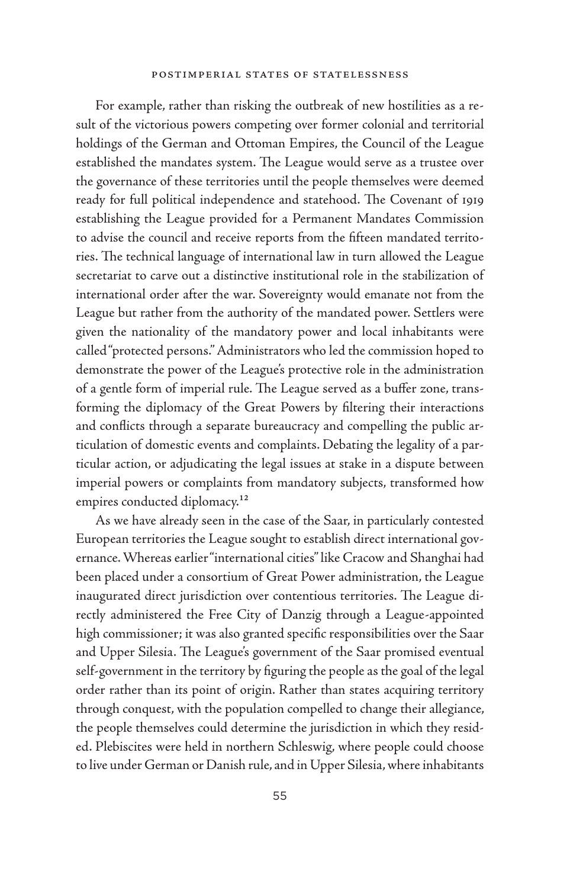For example, rather than risking the outbreak of new hostilities as a result of the victorious powers competing over former colonial and territorial holdings of the German and Ottoman Empires, the Council of the League established the mandates system. The League would serve as a trustee over the governance of these territories until the people themselves were deemed ready for full political independence and statehood. The Covenant of 1919 establishing the League provided for a Permanent Mandates Commission to advise the council and receive reports from the fifteen mandated territories. The technical language of international law in turn allowed the League secretariat to carve out a distinctive institutional role in the stabilization of international order after the war. Sovereignty would emanate not from the League but rather from the authority of the mandated power. Settlers were given the nationality of the mandatory power and local inhabitants were called "protected persons." Administrators who led the commission hoped to demonstrate the power of the League's protective role in the administration of a gentle form of imperial rule. The League served as a buffer zone, transforming the diplomacy of the Great Powers by filtering their interactions and conflicts through a separate bureaucracy and compelling the public articulation of domestic events and complaints. Debating the legality of a particular action, or adjudicating the legal issues at stake in a dispute between imperial powers or complaints from mandatory subjects, transformed how empires conducted diplomacy.[12]

As we have already seen in the case of the Saar, in particularly contested European territories the League sought to establish direct international governance. Whereas earlier "international cities" like Cracow and Shanghai had been placed under a consortium of Great Power administration, the League inaugurated direct jurisdiction over contentious territories. The League directly administered the Free City of Danzig through a League-appointed high commissioner; it was also granted specific responsibilities over the Saar and Upper Silesia. The League's government of the Saar promised eventual self-government in the territory by figuring the people as the goal of the legal order rather than its point of origin. Rather than states acquiring territory through conquest, with the population compelled to change their allegiance, the people themselves could determine the jurisdiction in which they resided. Plebiscites were held in northern Schleswig, where people could choose to live under German or Danish rule, and in Upper Silesia, where inhabitants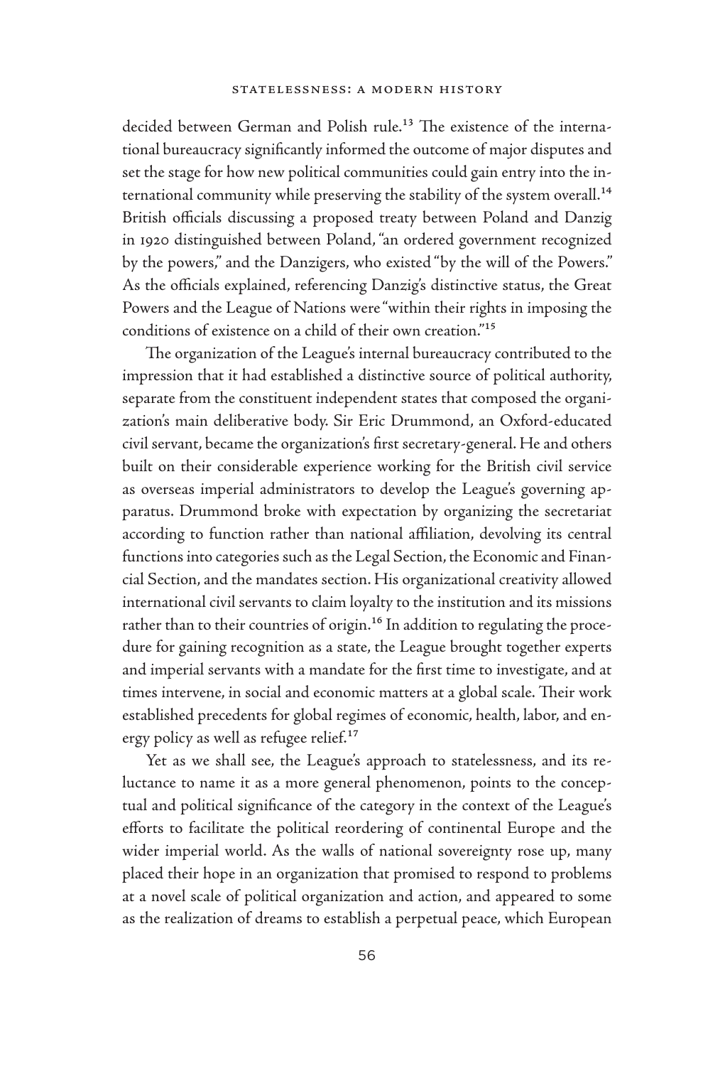decided between German and Polish rule.[13] The existence of the international bureaucracy significantly informed the outcome of major disputes and set the stage for how new political communities could gain entry into the international community while preserving the stability of the system overall.[14] British officials discussing a proposed treaty between Poland and Danzig in 1920 distinguished between Poland, "an ordered government recognized by the powers," and the Danzigers, who existed "by the will of the Powers." As the officials explained, referencing Danzig's distinctive status, the Great Powers and the League of Nations were "within their rights in imposing the conditions of existence on a child of their own creation."[15]

The organization of the League's internal bureaucracy contributed to the impression that it had established a distinctive source of political authority, separate from the constituent independent states that composed the organization's main deliberative body. Sir Eric Drummond, an Oxford-educated civil servant, became the organization's first secretary-general. He and others built on their considerable experience working for the British civil service as overseas imperial administrators to develop the League's governing apparatus. Drummond broke with expectation by organizing the secretariat according to function rather than national affiliation, devolving its central functions into categories such as the Legal Section, the Economic and Financial Section, and the mandates section. His organizational creativity allowed international civil servants to claim loyalty to the institution and its missions rather than to their countries of origin.[16] In addition to regulating the procedure for gaining recognition as a state, the League brought together experts and imperial servants with a mandate for the first time to investigate, and at times intervene, in social and economic matters at a global scale. Their work established precedents for global regimes of economic, health, labor, and energy policy as well as refugee relief.[17]

Yet as we shall see, the League's approach to statelessness, and its reluctance to name it as a more general phenomenon, points to the conceptual and political significance of the category in the context of the League's efforts to facilitate the political reordering of continental Europe and the wider imperial world. As the walls of national sovereignty rose up, many placed their hope in an organization that promised to respond to problems at a novel scale of political organization and action, and appeared to some as the realization of dreams to establish a perpetual peace, which European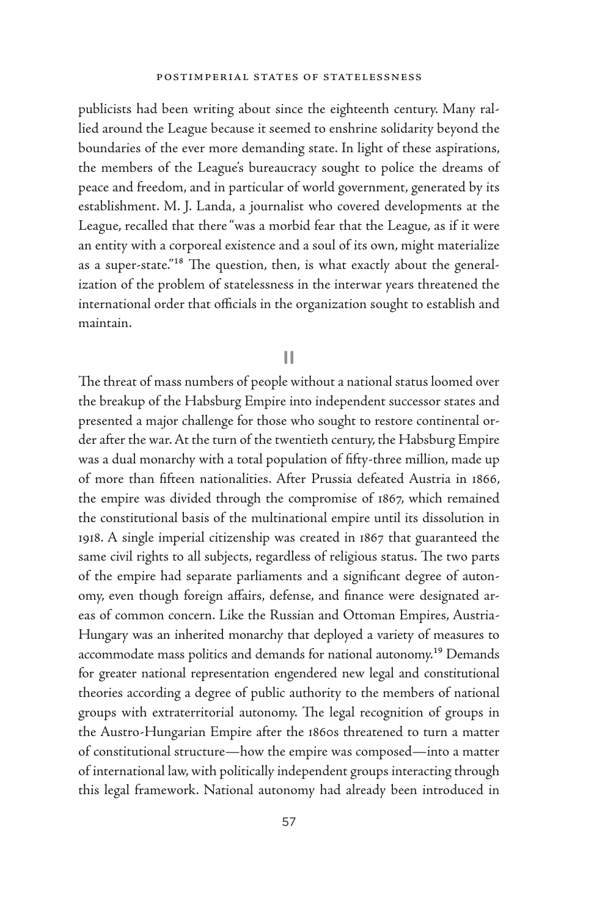publicists had been writing about since the eighteenth century. Many rallied around the League because it seemed to enshrine solidarity beyond the boundaries of the ever more demanding state. In light of these aspirations, the members of the League's bureaucracy sought to police the dreams of peace and freedom, and in particular of world government, generated by its establishment. M. J. Landa, a journalist who covered developments at the League, recalled that there "was a morbid fear that the League, as if it were an entity with a corporeal existence and a soul of its own, might materialize as a super-state."[18] The question, then, is what exactly about the generalization of the problem of statelessness in the interwar years threatened the international order that officials in the organization sought to establish and maintain.

## II

The threat of mass numbers of people without a national status loomed over the breakup of the Habsburg Empire into independent successor states and presented a major challenge for those who sought to restore continental order after the war. At the turn of the twentieth century, the Habsburg Empire was a dual monarchy with a total population of fifty-three million, made up of more than fifteen nationalities. After Prussia defeated Austria in 1866, the empire was divided through the compromise of 1867, which remained the constitutional basis of the multinational empire until its dissolution in 1918. A single imperial citizenship was created in 1867 that guaranteed the same civil rights to all subjects, regardless of religious status. The two parts of the empire had separate parliaments and a significant degree of autonomy, even though foreign affairs, defense, and finance were designated areas of common concern. Like the Russian and Ottoman Empires, Austria-Hungary was an inherited monarchy that deployed a variety of measures to accommodate mass politics and demands for national autonomy.[19] Demands for greater national representation engendered new legal and constitutional theories according a degree of public authority to the members of national groups with extraterritorial autonomy. The legal recognition of groups in the Austro-Hungarian Empire after the 1860s threatened to turn a matter of constitutional structure—how the empire was composed—into a matter of international law, with politically independent groups interacting through this legal framework. National autonomy had already been introduced in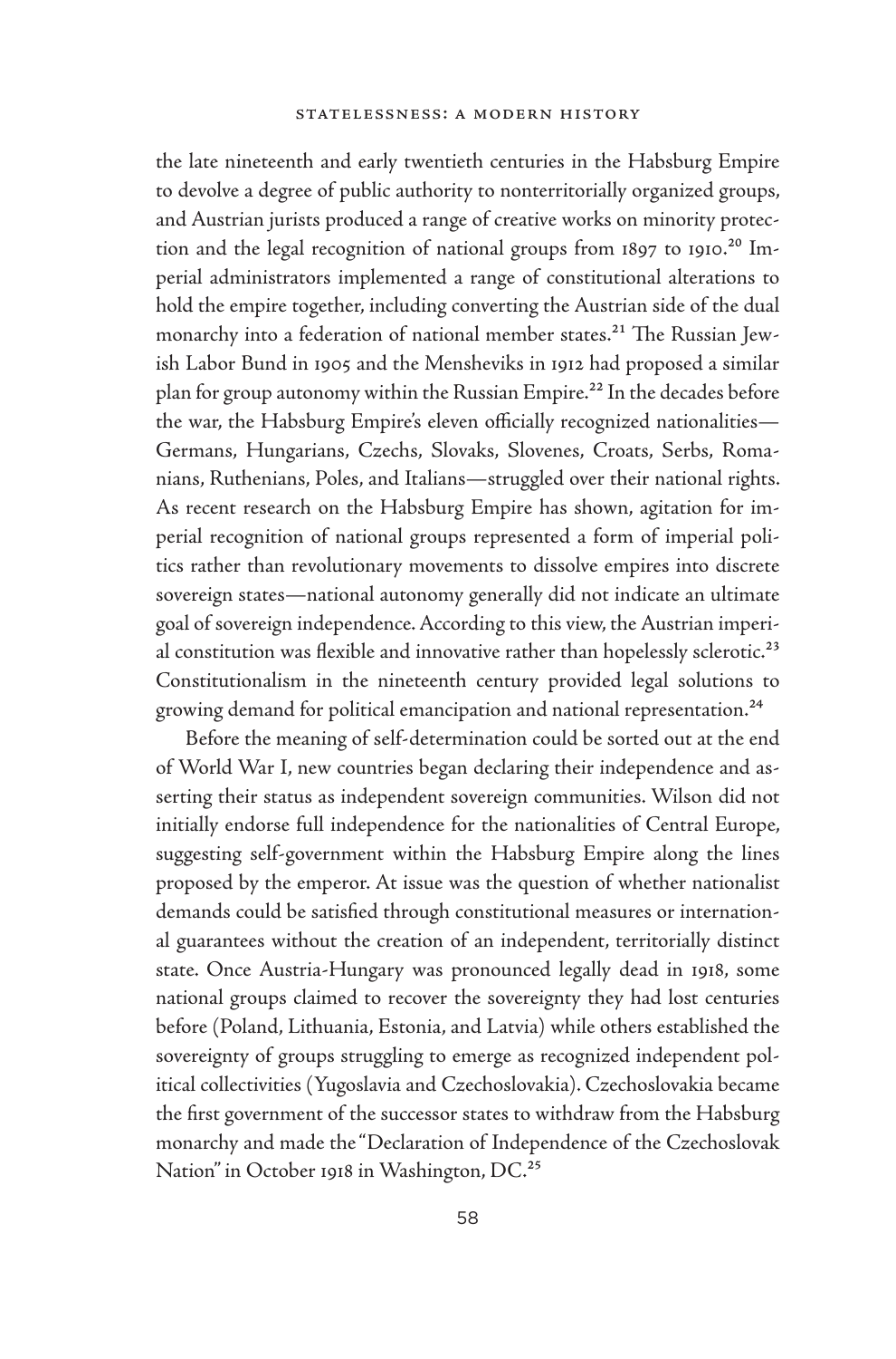the late nineteenth and early twentieth centuries in the Habsburg Empire to devolve a degree of public authority to nonterritorially organized groups, and Austrian jurists produced a range of creative works on minority protection and the legal recognition of national groups from 1897 to 1910.[20] Imperial administrators implemented a range of constitutional alterations to hold the empire together, including converting the Austrian side of the dual monarchy into a federation of national member states.[21] The Russian Jewish Labor Bund in 1905 and the Mensheviks in 1912 had proposed a similar plan for group autonomy within the Russian Empire.[22] In the decades before the war, the Habsburg Empire's eleven officially recognized nationalities—Germans, Hungarians, Czechs, Slovaks, Slovenes, Croats, Serbs, Romanians, Ruthenians, Poles, and Italians—struggled over their national rights. As recent research on the Habsburg Empire has shown, agitation for imperial recognition of national groups represented a form of imperial politics rather than revolutionary movements to dissolve empires into discrete sovereign states—national autonomy generally did not indicate an ultimate goal of sovereign independence. According to this view, the Austrian imperial constitution was flexible and innovative rather than hopelessly sclerotic.[23] Constitutionalism in the nineteenth century provided legal solutions to growing demand for political emancipation and national representation.[24]

Before the meaning of self-determination could be sorted out at the end of World War I, new countries began declaring their independence and asserting their status as independent sovereign communities. Wilson did not initially endorse full independence for the nationalities of Central Europe, suggesting self-government within the Habsburg Empire along the lines proposed by the emperor. At issue was the question of whether nationalist demands could be satisfied through constitutional measures or international guarantees without the creation of an independent, territorially distinct state. Once Austria-Hungary was pronounced legally dead in 1918, some national groups claimed to recover the sovereignty they had lost centuries before (Poland, Lithuania, Estonia, and Latvia) while others established the sovereignty of groups struggling to emerge as recognized independent political collectivities (Yugoslavia and Czechoslovakia). Czechoslovakia became the first government of the successor states to withdraw from the Habsburg monarchy and made the "Declaration of Independence of the Czechoslovak Nation" in October 1918 in Washington, DC.[25]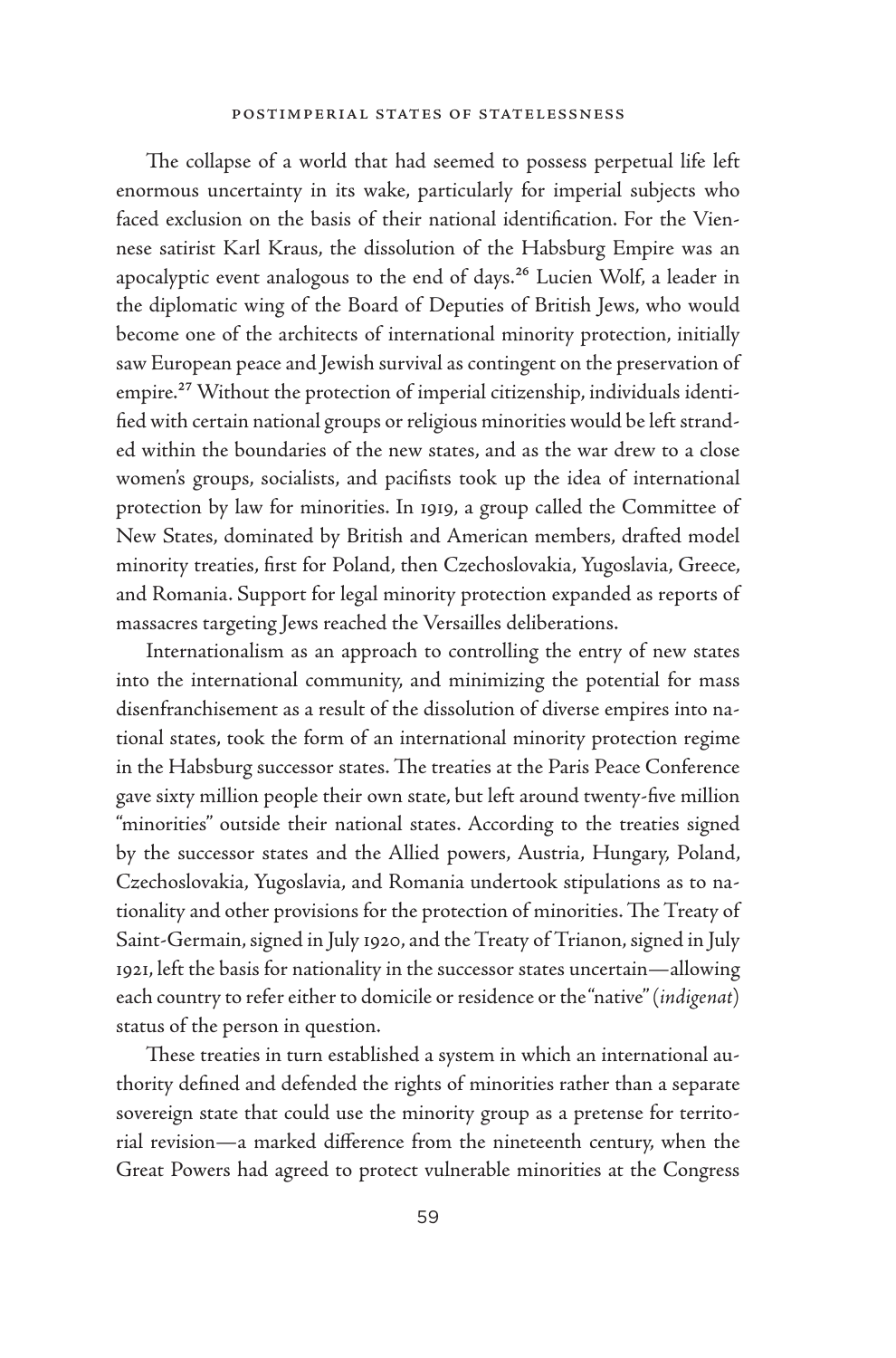The collapse of a world that had seemed to possess perpetual life left enormous uncertainty in its wake, particularly for imperial subjects who faced exclusion on the basis of their national identification. For the Viennese satirist Karl Kraus, the dissolution of the Habsburg Empire was an apocalyptic event analogous to the end of days.[26] Lucien Wolf, a leader in the diplomatic wing of the Board of Deputies of British Jews, who would become one of the architects of international minority protection, initially saw European peace and Jewish survival as contingent on the preservation of empire.[27] Without the protection of imperial citizenship, individuals identified with certain national groups or religious minorities would be left stranded within the boundaries of the new states, and as the war drew to a close women's groups, socialists, and pacifists took up the idea of international protection by law for minorities. In 1919, a group called the Committee of New States, dominated by British and American members, drafted model minority treaties, first for Poland, then Czechoslovakia, Yugoslavia, Greece, and Romania. Support for legal minority protection expanded as reports of massacres targeting Jews reached the Versailles deliberations.

Internationalism as an approach to controlling the entry of new states into the international community, and minimizing the potential for mass disenfranchisement as a result of the dissolution of diverse empires into national states, took the form of an international minority protection regime in the Habsburg successor states. The treaties at the Paris Peace Conference gave sixty million people their own state, but left around twenty-five million "minorities" outside their national states. According to the treaties signed by the successor states and the Allied powers, Austria, Hungary, Poland, Czechoslovakia, Yugoslavia, and Romania undertook stipulations as to nationality and other provisions for the protection of minorities. The Treaty of Saint-Germain, signed in July 1920, and the Treaty of Trianon, signed in July 1921, left the basis for nationality in the successor states uncertain—allowing each country to refer either to domicile or residence or the "native" (*indigenat*) status of the person in question.

These treaties in turn established a system in which an international authority defined and defended the rights of minorities rather than a separate sovereign state that could use the minority group as a pretense for territorial revision—a marked difference from the nineteenth century, when the Great Powers had agreed to protect vulnerable minorities at the Congress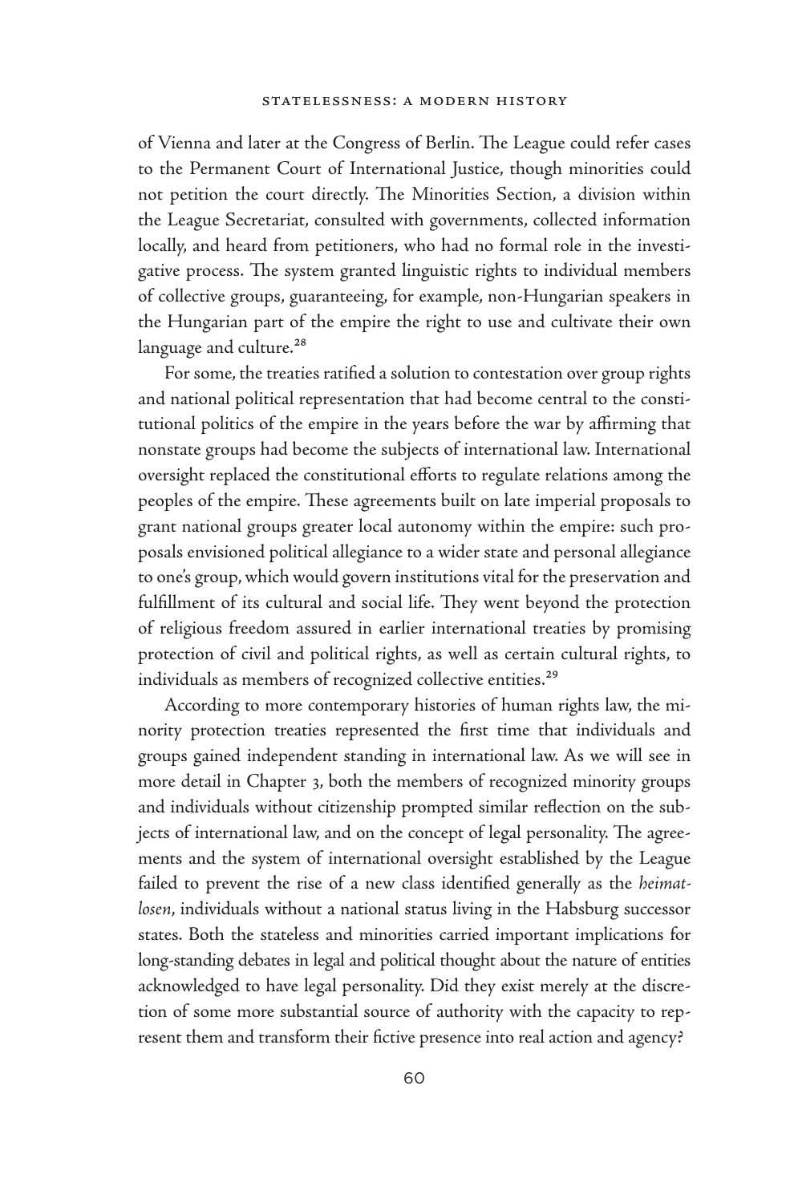of Vienna and later at the Congress of Berlin. The League could refer cases to the Permanent Court of International Justice, though minorities could not petition the court directly. The Minorities Section, a division within the League Secretariat, consulted with governments, collected information locally, and heard from petitioners, who had no formal role in the investigative process. The system granted linguistic rights to individual members of collective groups, guaranteeing, for example, non-Hungarian speakers in the Hungarian part of the empire the right to use and cultivate their own language and culture.[28]

For some, the treaties ratified a solution to contestation over group rights and national political representation that had become central to the constitutional politics of the empire in the years before the war by affirming that nonstate groups had become the subjects of international law. International oversight replaced the constitutional efforts to regulate relations among the peoples of the empire. These agreements built on late imperial proposals to grant national groups greater local autonomy within the empire: such proposals envisioned political allegiance to a wider state and personal allegiance to one's group, which would govern institutions vital for the preservation and fulfillment of its cultural and social life. They went beyond the protection of religious freedom assured in earlier international treaties by promising protection of civil and political rights, as well as certain cultural rights, to individuals as members of recognized collective entities.[29]

According to more contemporary histories of human rights law, the minority protection treaties represented the first time that individuals and groups gained independent standing in international law. As we will see in more detail in Chapter 3, both the members of recognized minority groups and individuals without citizenship prompted similar reflection on the subjects of international law, and on the concept of legal personality. The agreements and the system of international oversight established by the League failed to prevent the rise of a new class identified generally as the *heimatlosen*, individuals without a national status living in the Habsburg successor states. Both the stateless and minorities carried important implications for long-standing debates in legal and political thought about the nature of entities acknowledged to have legal personality. Did they exist merely at the discretion of some more substantial source of authority with the capacity to represent them and transform their fictive presence into real action and agency?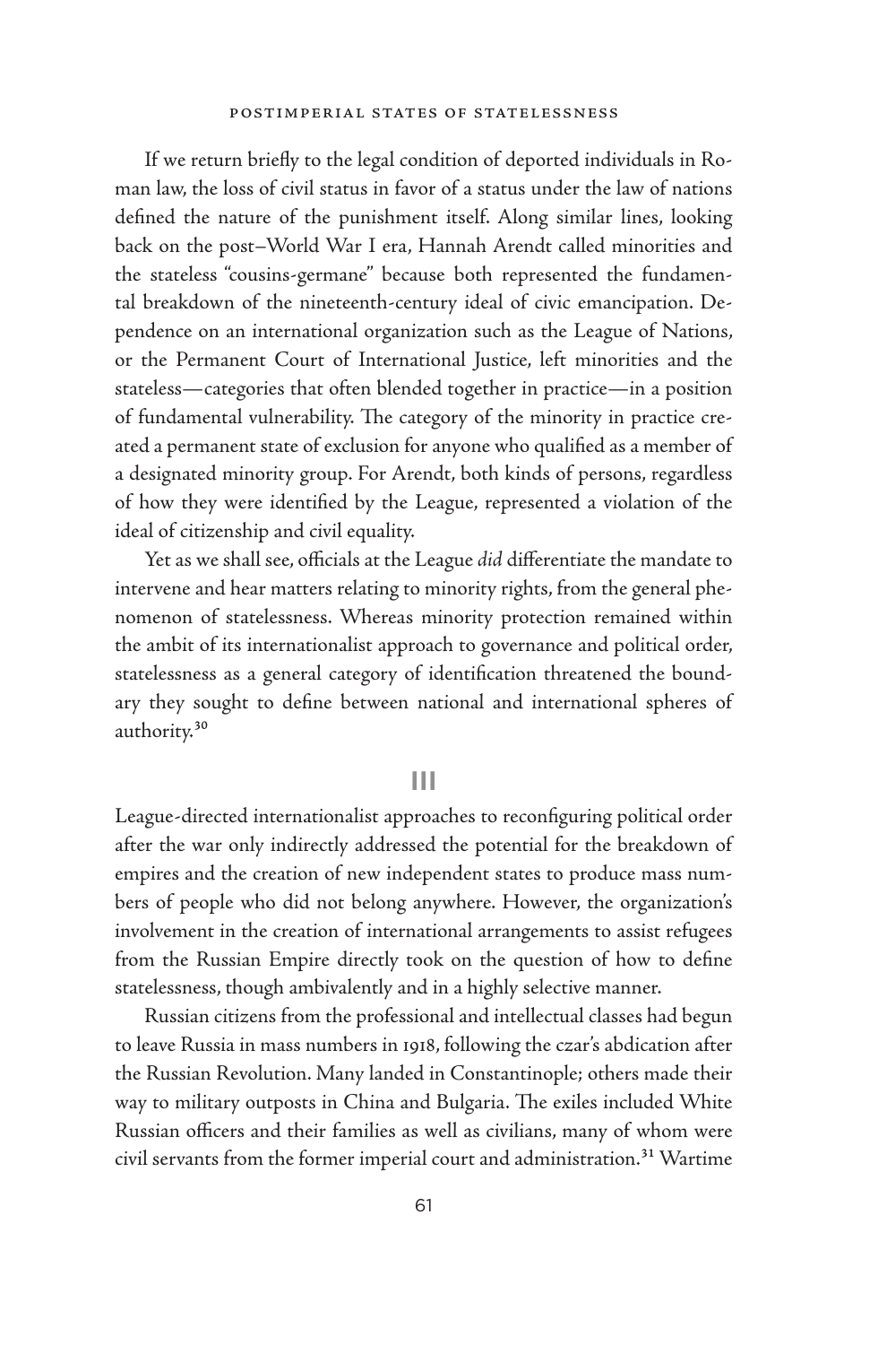If we return briefly to the legal condition of deported individuals in Roman law, the loss of civil status in favor of a status under the law of nations defined the nature of the punishment itself. Along similar lines, looking back on the post–World War I era, Hannah Arendt called minorities and the stateless "cousins-germane" because both represented the fundamental breakdown of the nineteenth-century ideal of civic emancipation. Dependence on an international organization such as the League of Nations, or the Permanent Court of International Justice, left minorities and the stateless—categories that often blended together in practice—in a position of fundamental vulnerability. The category of the minority in practice created a permanent state of exclusion for anyone who qualified as a member of a designated minority group. For Arendt, both kinds of persons, regardless of how they were identified by the League, represented a violation of the ideal of citizenship and civil equality.

Yet as we shall see, officials at the League *did* differentiate the mandate to intervene and hear matters relating to minority rights, from the general phenomenon of statelessness. Whereas minority protection remained within the ambit of its internationalist approach to governance and political order, statelessness as a general category of identification threatened the boundary they sought to define between national and international spheres of authority.[30]

## III

League-directed internationalist approaches to reconfiguring political order after the war only indirectly addressed the potential for the breakdown of empires and the creation of new independent states to produce mass numbers of people who did not belong anywhere. However, the organization's involvement in the creation of international arrangements to assist refugees from the Russian Empire directly took on the question of how to define statelessness, though ambivalently and in a highly selective manner.

Russian citizens from the professional and intellectual classes had begun to leave Russia in mass numbers in 1918, following the czar's abdication after the Russian Revolution. Many landed in Constantinople; others made their way to military outposts in China and Bulgaria. The exiles included White Russian officers and their families as well as civilians, many of whom were civil servants from the former imperial court and administration.[31] Wartime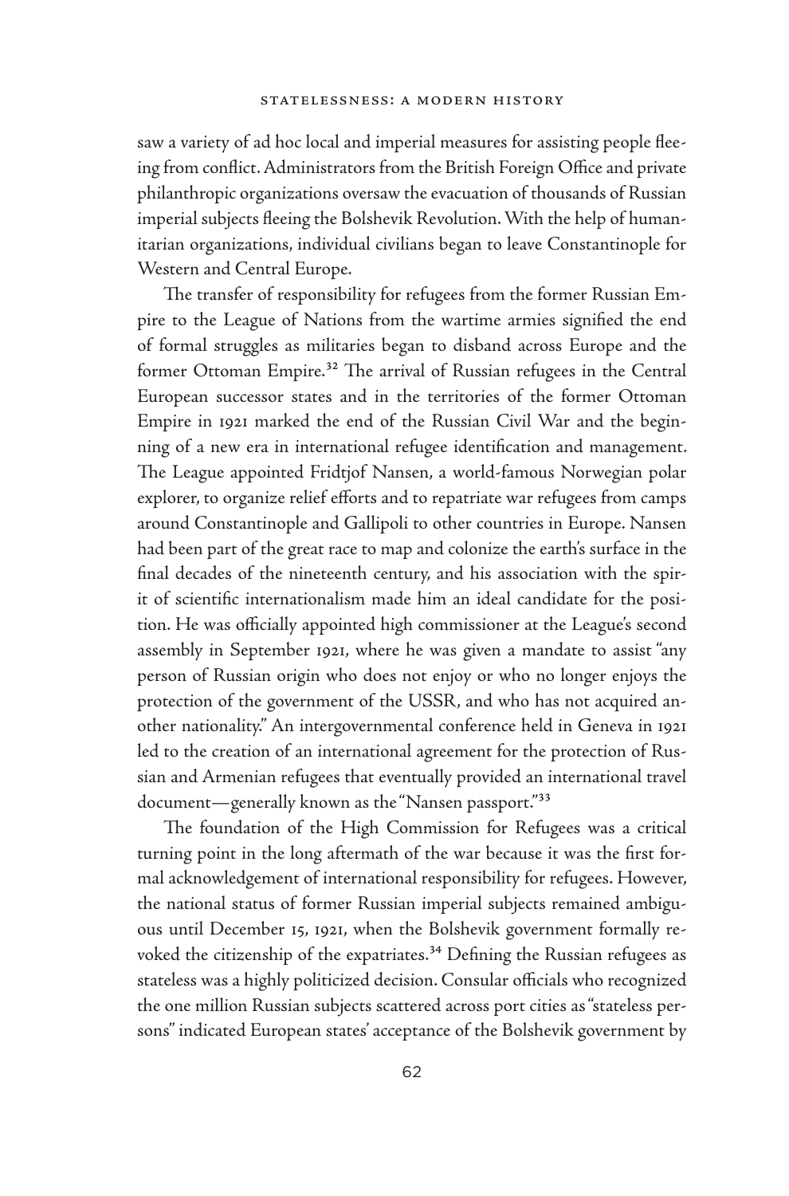saw a variety of ad hoc local and imperial measures for assisting people fleeing from conflict. Administrators from the British Foreign Office and private philanthropic organizations oversaw the evacuation of thousands of Russian imperial subjects fleeing the Bolshevik Revolution. With the help of humanitarian organizations, individual civilians began to leave Constantinople for Western and Central Europe.

The transfer of responsibility for refugees from the former Russian Empire to the League of Nations from the wartime armies signified the end of formal struggles as militaries began to disband across Europe and the former Ottoman Empire.[32] The arrival of Russian refugees in the Central European successor states and in the territories of the former Ottoman Empire in 1921 marked the end of the Russian Civil War and the beginning of a new era in international refugee identification and management. The League appointed Fridtjof Nansen, a world-famous Norwegian polar explorer, to organize relief efforts and to repatriate war refugees from camps around Constantinople and Gallipoli to other countries in Europe. Nansen had been part of the great race to map and colonize the earth's surface in the final decades of the nineteenth century, and his association with the spirit of scientific internationalism made him an ideal candidate for the position. He was officially appointed high commissioner at the League's second assembly in September 1921, where he was given a mandate to assist "any person of Russian origin who does not enjoy or who no longer enjoys the protection of the government of the USSR, and who has not acquired another nationality." An intergovernmental conference held in Geneva in 1921 led to the creation of an international agreement for the protection of Russian and Armenian refugees that eventually provided an international travel document—generally known as the "Nansen passport."[33]

The foundation of the High Commission for Refugees was a critical turning point in the long aftermath of the war because it was the first formal acknowledgement of international responsibility for refugees. However, the national status of former Russian imperial subjects remained ambiguous until December 15, 1921, when the Bolshevik government formally revoked the citizenship of the expatriates.[34] Defining the Russian refugees as stateless was a highly politicized decision. Consular officials who recognized the one million Russian subjects scattered across port cities as "stateless persons" indicated European states' acceptance of the Bolshevik government by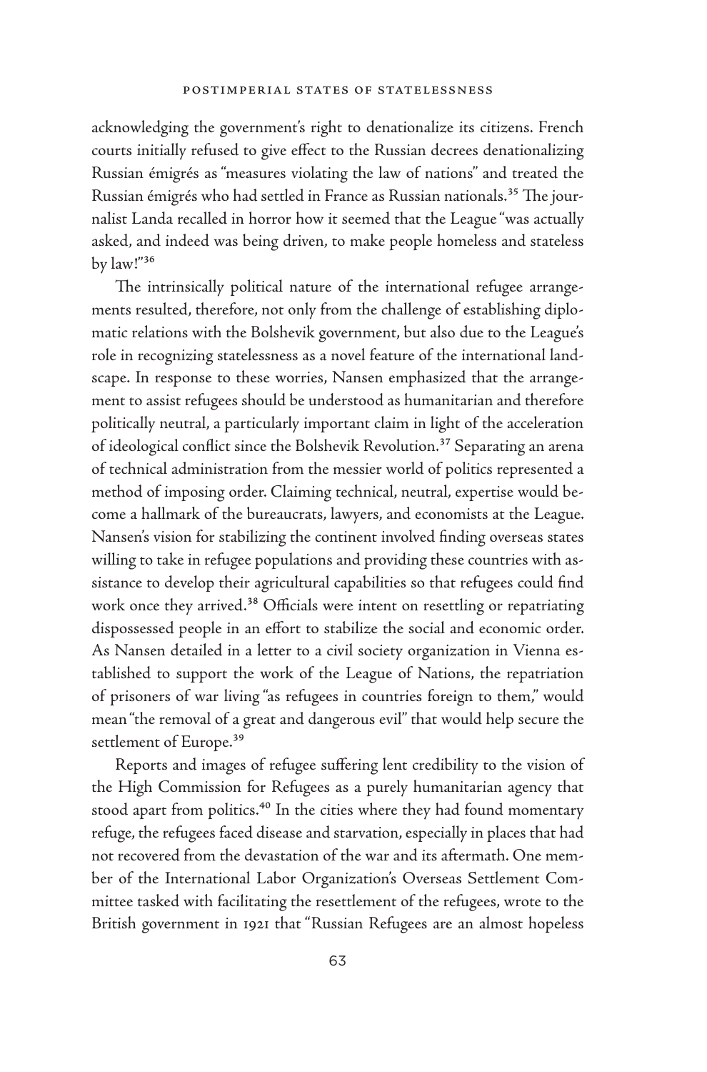acknowledging the government's right to denationalize its citizens. French courts initially refused to give effect to the Russian decrees denationalizing Russian émigrés as "measures violating the law of nations" and treated the Russian émigrés who had settled in France as Russian nationals.[35] The journalist Landa recalled in horror how it seemed that the League "was actually asked, and indeed was being driven, to make people homeless and stateless by law!"[36]

The intrinsically political nature of the international refugee arrangements resulted, therefore, not only from the challenge of establishing diplomatic relations with the Bolshevik government, but also due to the League's role in recognizing statelessness as a novel feature of the international landscape. In response to these worries, Nansen emphasized that the arrangement to assist refugees should be understood as humanitarian and therefore politically neutral, a particularly important claim in light of the acceleration of ideological conflict since the Bolshevik Revolution.[37] Separating an arena of technical administration from the messier world of politics represented a method of imposing order. Claiming technical, neutral, expertise would become a hallmark of the bureaucrats, lawyers, and economists at the League. Nansen's vision for stabilizing the continent involved finding overseas states willing to take in refugee populations and providing these countries with assistance to develop their agricultural capabilities so that refugees could find work once they arrived.[38] Officials were intent on resettling or repatriating dispossessed people in an effort to stabilize the social and economic order. As Nansen detailed in a letter to a civil society organization in Vienna established to support the work of the League of Nations, the repatriation of prisoners of war living "as refugees in countries foreign to them," would mean "the removal of a great and dangerous evil" that would help secure the settlement of Europe.[39]

Reports and images of refugee suffering lent credibility to the vision of the High Commission for Refugees as a purely humanitarian agency that stood apart from politics.[40] In the cities where they had found momentary refuge, the refugees faced disease and starvation, especially in places that had not recovered from the devastation of the war and its aftermath. One member of the International Labor Organization's Overseas Settlement Committee tasked with facilitating the resettlement of the refugees, wrote to the British government in 1921 that "Russian Refugees are an almost hopeless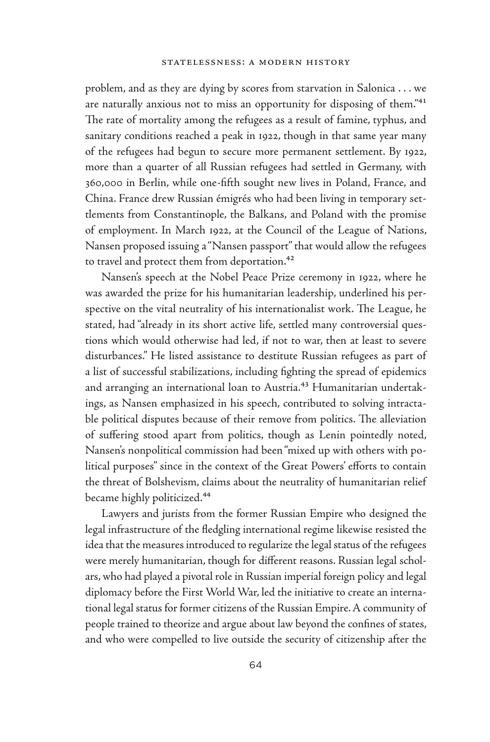problem, and as they are dying by scores from starvation in Salonica . . . we are naturally anxious not to miss an opportunity for disposing of them."[41] The rate of mortality among the refugees as a result of famine, typhus, and sanitary conditions reached a peak in 1922, though in that same year many of the refugees had begun to secure more permanent settlement. By 1922, more than a quarter of all Russian refugees had settled in Germany, with 360,000 in Berlin, while one-fifth sought new lives in Poland, France, and China. France drew Russian émigrés who had been living in temporary settlements from Constantinople, the Balkans, and Poland with the promise of employment. In March 1922, at the Council of the League of Nations, Nansen proposed issuing a "Nansen passport" that would allow the refugees to travel and protect them from deportation.[42]

Nansen's speech at the Nobel Peace Prize ceremony in 1922, where he was awarded the prize for his humanitarian leadership, underlined his perspective on the vital neutrality of his internationalist work. The League, he stated, had "already in its short active life, settled many controversial questions which would otherwise had led, if not to war, then at least to severe disturbances." He listed assistance to destitute Russian refugees as part of a list of successful stabilizations, including fighting the spread of epidemics and arranging an international loan to Austria.[43] Humanitarian undertakings, as Nansen emphasized in his speech, contributed to solving intractable political disputes because of their remove from politics. The alleviation of suffering stood apart from politics, though as Lenin pointedly noted, Nansen's nonpolitical commission had been "mixed up with others with political purposes" since in the context of the Great Powers' efforts to contain the threat of Bolshevism, claims about the neutrality of humanitarian relief became highly politicized.[44]

Lawyers and jurists from the former Russian Empire who designed the legal infrastructure of the fledgling international regime likewise resisted the idea that the measures introduced to regularize the legal status of the refugees were merely humanitarian, though for different reasons. Russian legal scholars, who had played a pivotal role in Russian imperial foreign policy and legal diplomacy before the First World War, led the initiative to create an international legal status for former citizens of the Russian Empire. A community of people trained to theorize and argue about law beyond the confines of states, and who were compelled to live outside the security of citizenship after the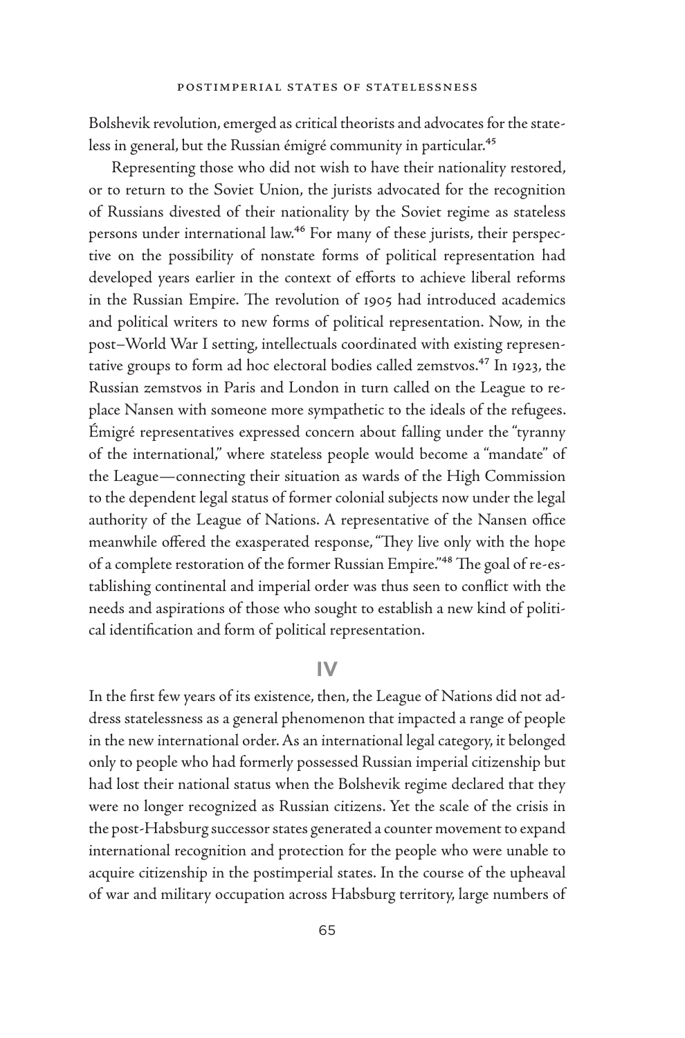Bolshevik revolution, emerged as critical theorists and advocates for the stateless in general, but the Russian émigré community in particular.[45]

Representing those who did not wish to have their nationality restored, or to return to the Soviet Union, the jurists advocated for the recognition of Russians divested of their nationality by the Soviet regime as stateless persons under international law.[46] For many of these jurists, their perspective on the possibility of nonstate forms of political representation had developed years earlier in the context of efforts to achieve liberal reforms in the Russian Empire. The revolution of 1905 had introduced academics and political writers to new forms of political representation. Now, in the post–World War I setting, intellectuals coordinated with existing representative groups to form ad hoc electoral bodies called zemstvos.[47] In 1923, the Russian zemstvos in Paris and London in turn called on the League to replace Nansen with someone more sympathetic to the ideals of the refugees. Émigré representatives expressed concern about falling under the "tyranny of the international," where stateless people would become a "mandate" of the League—connecting their situation as wards of the High Commission to the dependent legal status of former colonial subjects now under the legal authority of the League of Nations. A representative of the Nansen office meanwhile offered the exasperated response, "They live only with the hope of a complete restoration of the former Russian Empire."[48] The goal of re-establishing continental and imperial order was thus seen to conflict with the needs and aspirations of those who sought to establish a new kind of political identification and form of political representation.

## IV

In the first few years of its existence, then, the League of Nations did not address statelessness as a general phenomenon that impacted a range of people in the new international order. As an international legal category, it belonged only to people who had formerly possessed Russian imperial citizenship but had lost their national status when the Bolshevik regime declared that they were no longer recognized as Russian citizens. Yet the scale of the crisis in the post-Habsburg successor states generated a counter movement to expand international recognition and protection for the people who were unable to acquire citizenship in the postimperial states. In the course of the upheaval of war and military occupation across Habsburg territory, large numbers of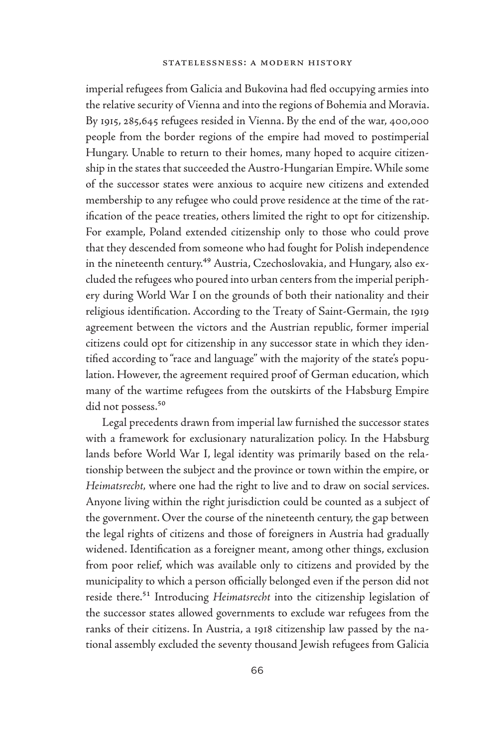imperial refugees from Galicia and Bukovina had fled occupying armies into the relative security of Vienna and into the regions of Bohemia and Moravia. By 1915, 285,645 refugees resided in Vienna. By the end of the war, 400,000 people from the border regions of the empire had moved to postimperial Hungary. Unable to return to their homes, many hoped to acquire citizenship in the states that succeeded the Austro-Hungarian Empire. While some of the successor states were anxious to acquire new citizens and extended membership to any refugee who could prove residence at the time of the ratification of the peace treaties, others limited the right to opt for citizenship. For example, Poland extended citizenship only to those who could prove that they descended from someone who had fought for Polish independence in the nineteenth century.[49] Austria, Czechoslovakia, and Hungary, also excluded the refugees who poured into urban centers from the imperial periphery during World War I on the grounds of both their nationality and their religious identification. According to the Treaty of Saint-Germain, the 1919 agreement between the victors and the Austrian republic, former imperial citizens could opt for citizenship in any successor state in which they identified according to "race and language" with the majority of the state's population. However, the agreement required proof of German education, which many of the wartime refugees from the outskirts of the Habsburg Empire did not possess.[50]

Legal precedents drawn from imperial law furnished the successor states with a framework for exclusionary naturalization policy. In the Habsburg lands before World War I, legal identity was primarily based on the relationship between the subject and the province or town within the empire, or *Heimatsrecht,* where one had the right to live and to draw on social services. Anyone living within the right jurisdiction could be counted as a subject of the government. Over the course of the nineteenth century, the gap between the legal rights of citizens and those of foreigners in Austria had gradually widened. Identification as a foreigner meant, among other things, exclusion from poor relief, which was available only to citizens and provided by the municipality to which a person officially belonged even if the person did not reside there.[51] Introducing *Heimatsrecht* into the citizenship legislation of the successor states allowed governments to exclude war refugees from the ranks of their citizens. In Austria, a 1918 citizenship law passed by the national assembly excluded the seventy thousand Jewish refugees from Galicia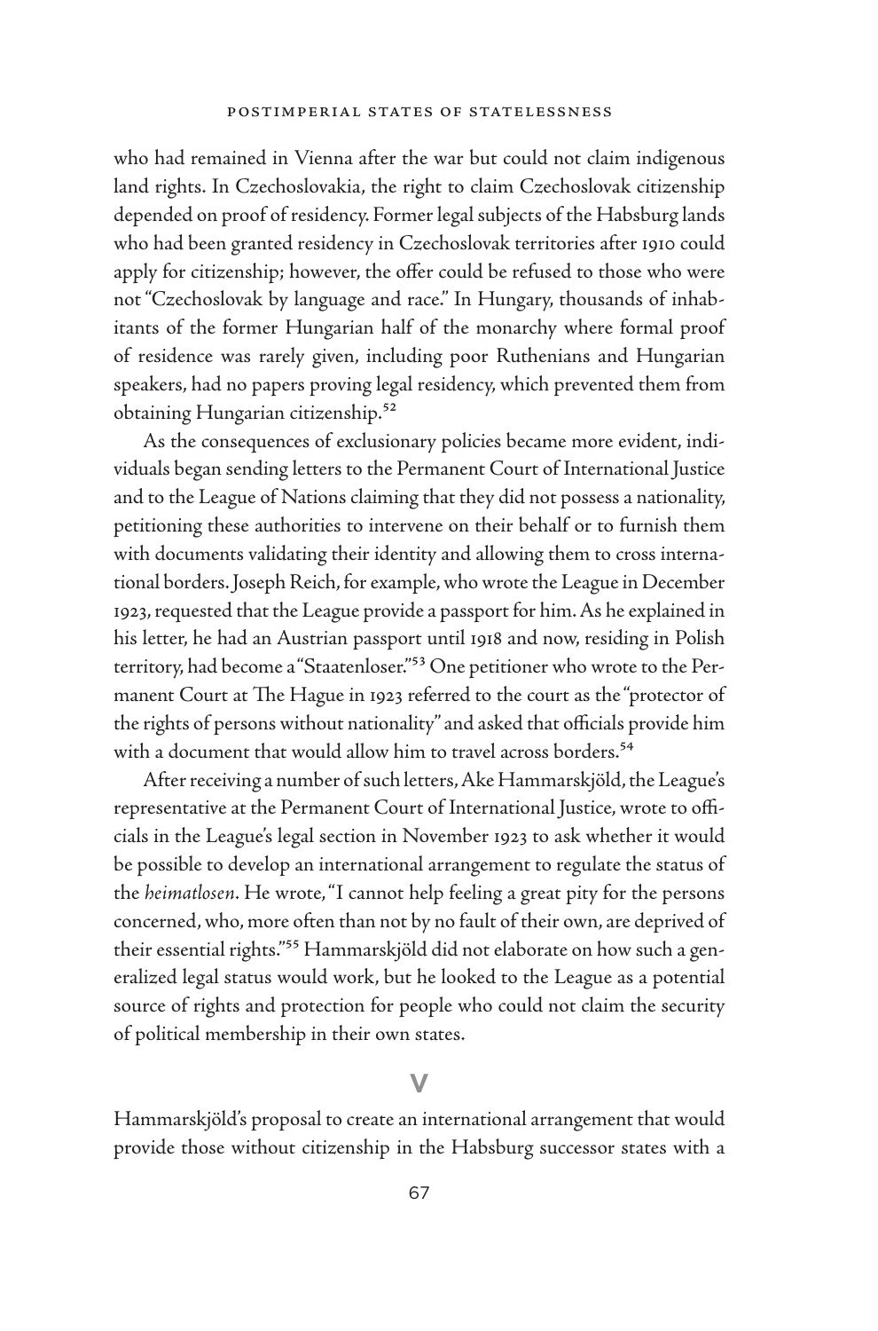who had remained in Vienna after the war but could not claim indigenous land rights. In Czechoslovakia, the right to claim Czechoslovak citizenship depended on proof of residency. Former legal subjects of the Habsburg lands who had been granted residency in Czechoslovak territories after 1910 could apply for citizenship; however, the offer could be refused to those who were not "Czechoslovak by language and race." In Hungary, thousands of inhabitants of the former Hungarian half of the monarchy where formal proof of residence was rarely given, including poor Ruthenians and Hungarian speakers, had no papers proving legal residency, which prevented them from obtaining Hungarian citizenship.[52]

As the consequences of exclusionary policies became more evident, individuals began sending letters to the Permanent Court of International Justice and to the League of Nations claiming that they did not possess a nationality, petitioning these authorities to intervene on their behalf or to furnish them with documents validating their identity and allowing them to cross international borders. Joseph Reich, for example, who wrote the League in December 1923, requested that the League provide a passport for him. As he explained in his letter, he had an Austrian passport until 1918 and now, residing in Polish territory, had become a "Staatenloser."[53] One petitioner who wrote to the Permanent Court at The Hague in 1923 referred to the court as the "protector of the rights of persons without nationality" and asked that officials provide him with a document that would allow him to travel across borders.[54]

After receiving a number of such letters, Ake Hammarskjöld, the League's representative at the Permanent Court of International Justice, wrote to officials in the League's legal section in November 1923 to ask whether it would be possible to develop an international arrangement to regulate the status of the *heimatlosen*. He wrote, "I cannot help feeling a great pity for the persons concerned, who, more often than not by no fault of their own, are deprived of their essential rights."[55] Hammarskjöld did not elaborate on how such a generalized legal status would work, but he looked to the League as a potential source of rights and protection for people who could not claim the security of political membership in their own states.

## V

Hammarskjöld's proposal to create an international arrangement that would provide those without citizenship in the Habsburg successor states with a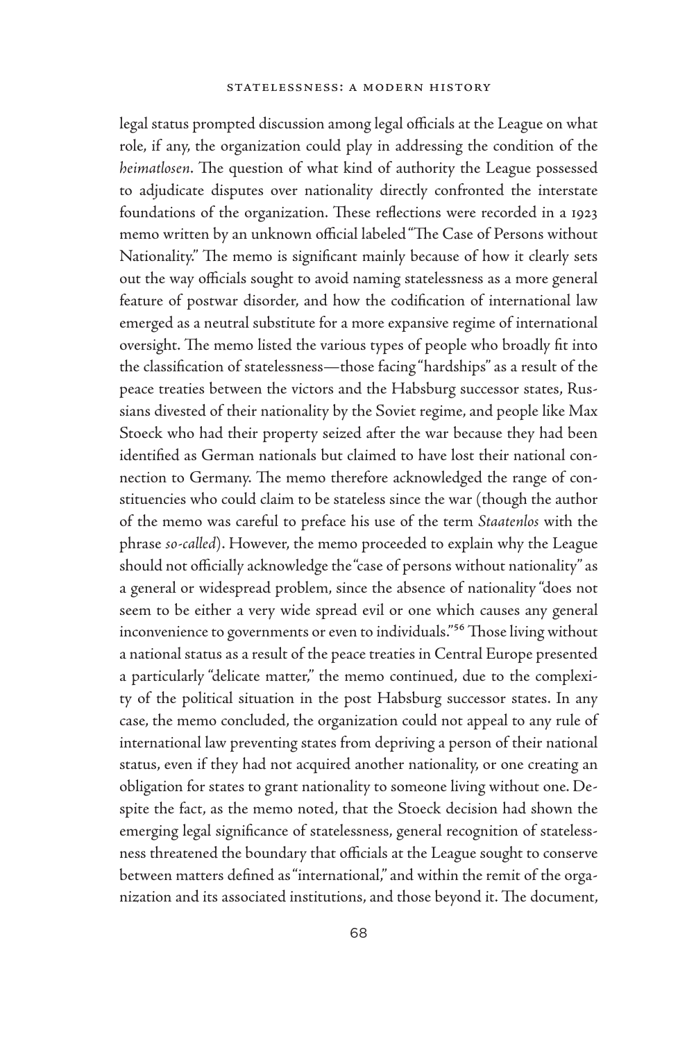legal status prompted discussion among legal officials at the League on what role, if any, the organization could play in addressing the condition of the *heimatlosen*. The question of what kind of authority the League possessed to adjudicate disputes over nationality directly confronted the interstate foundations of the organization. These reflections were recorded in a 1923 memo written by an unknown official labeled "The Case of Persons without Nationality." The memo is significant mainly because of how it clearly sets out the way officials sought to avoid naming statelessness as a more general feature of postwar disorder, and how the codification of international law emerged as a neutral substitute for a more expansive regime of international oversight. The memo listed the various types of people who broadly fit into the classification of statelessness—those facing "hardships" as a result of the peace treaties between the victors and the Habsburg successor states, Russians divested of their nationality by the Soviet regime, and people like Max Stoeck who had their property seized after the war because they had been identified as German nationals but claimed to have lost their national connection to Germany. The memo therefore acknowledged the range of constituencies who could claim to be stateless since the war (though the author of the memo was careful to preface his use of the term *Staatenlos* with the phrase *so-called*). However, the memo proceeded to explain why the League should not officially acknowledge the "case of persons without nationality" as a general or widespread problem, since the absence of nationality "does not seem to be either a very wide spread evil or one which causes any general inconvenience to governments or even to individuals."[56] Those living without a national status as a result of the peace treaties in Central Europe presented a particularly "delicate matter," the memo continued, due to the complexity of the political situation in the post Habsburg successor states. In any case, the memo concluded, the organization could not appeal to any rule of international law preventing states from depriving a person of their national status, even if they had not acquired another nationality, or one creating an obligation for states to grant nationality to someone living without one. Despite the fact, as the memo noted, that the Stoeck decision had shown the emerging legal significance of statelessness, general recognition of statelessness threatened the boundary that officials at the League sought to conserve between matters defined as "international," and within the remit of the organization and its associated institutions, and those beyond it. The document,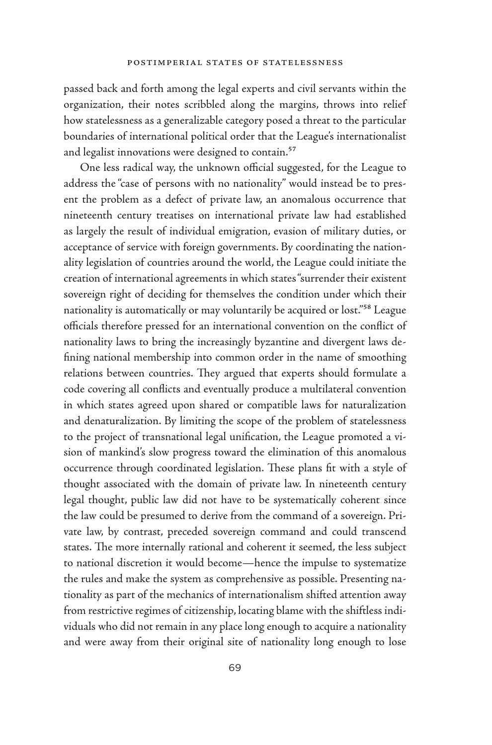passed back and forth among the legal experts and civil servants within the organization, their notes scribbled along the margins, throws into relief how statelessness as a generalizable category posed a threat to the particular boundaries of international political order that the League's internationalist and legalist innovations were designed to contain.[57]

One less radical way, the unknown official suggested, for the League to address the "case of persons with no nationality" would instead be to present the problem as a defect of private law, an anomalous occurrence that nineteenth century treatises on international private law had established as largely the result of individual emigration, evasion of military duties, or acceptance of service with foreign governments. By coordinating the nationality legislation of countries around the world, the League could initiate the creation of international agreements in which states "surrender their existent sovereign right of deciding for themselves the condition under which their nationality is automatically or may voluntarily be acquired or lost."[58] League officials therefore pressed for an international convention on the conflict of nationality laws to bring the increasingly byzantine and divergent laws defining national membership into common order in the name of smoothing relations between countries. They argued that experts should formulate a code covering all conflicts and eventually produce a multilateral convention in which states agreed upon shared or compatible laws for naturalization and denaturalization. By limiting the scope of the problem of statelessness to the project of transnational legal unification, the League promoted a vision of mankind's slow progress toward the elimination of this anomalous occurrence through coordinated legislation. These plans fit with a style of thought associated with the domain of private law. In nineteenth century legal thought, public law did not have to be systematically coherent since the law could be presumed to derive from the command of a sovereign. Private law, by contrast, preceded sovereign command and could transcend states. The more internally rational and coherent it seemed, the less subject to national discretion it would become—hence the impulse to systematize the rules and make the system as comprehensive as possible. Presenting nationality as part of the mechanics of internationalism shifted attention away from restrictive regimes of citizenship, locating blame with the shiftless individuals who did not remain in any place long enough to acquire a nationality and were away from their original site of nationality long enough to lose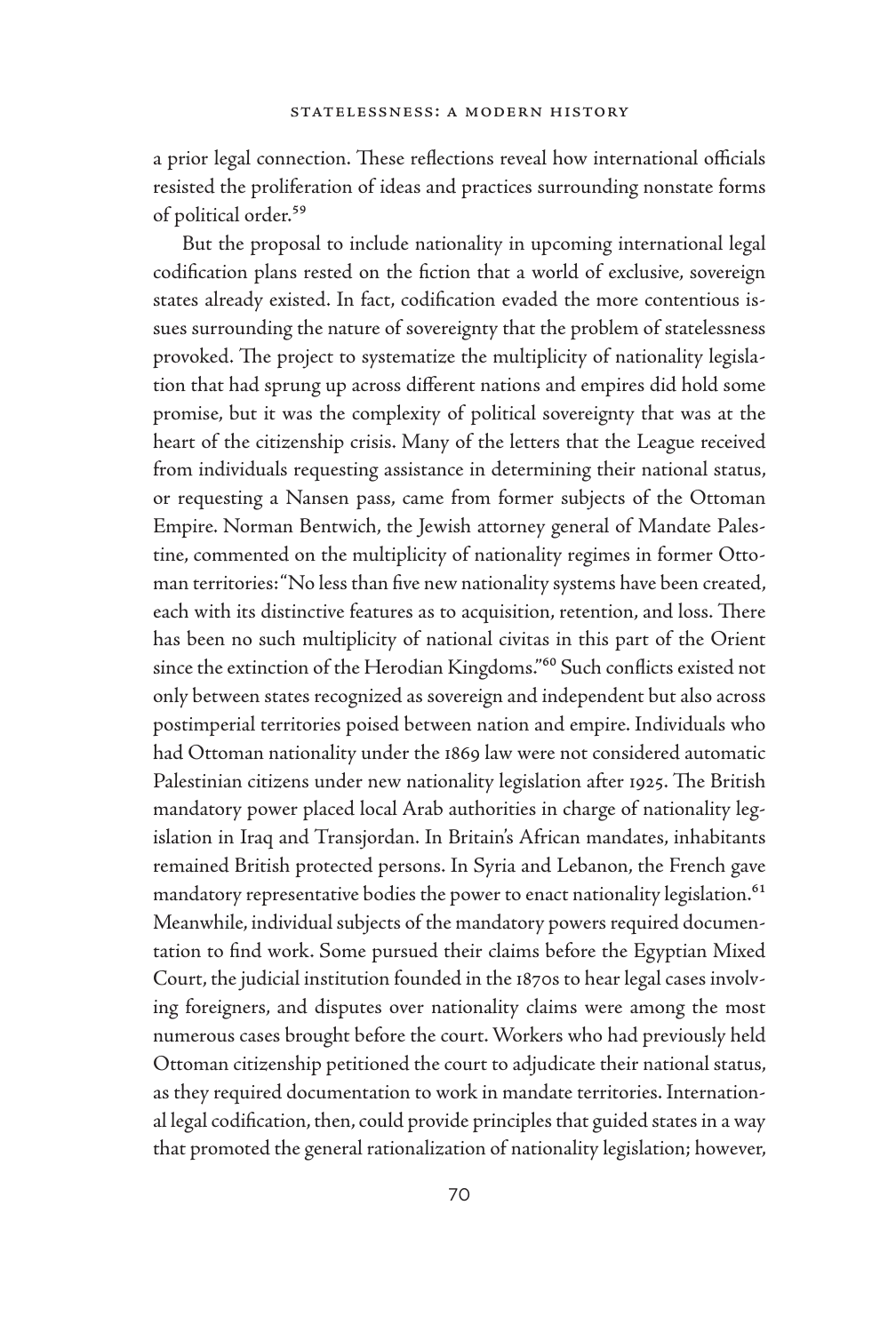a prior legal connection. These reflections reveal how international officials resisted the proliferation of ideas and practices surrounding nonstate forms of political order.[59]

But the proposal to include nationality in upcoming international legal codification plans rested on the fiction that a world of exclusive, sovereign states already existed. In fact, codification evaded the more contentious issues surrounding the nature of sovereignty that the problem of statelessness provoked. The project to systematize the multiplicity of nationality legislation that had sprung up across different nations and empires did hold some promise, but it was the complexity of political sovereignty that was at the heart of the citizenship crisis. Many of the letters that the League received from individuals requesting assistance in determining their national status, or requesting a Nansen pass, came from former subjects of the Ottoman Empire. Norman Bentwich, the Jewish attorney general of Mandate Palestine, commented on the multiplicity of nationality regimes in former Ottoman territories: "No less than five new nationality systems have been created, each with its distinctive features as to acquisition, retention, and loss. There has been no such multiplicity of national civitas in this part of the Orient since the extinction of the Herodian Kingdoms."[60] Such conflicts existed not only between states recognized as sovereign and independent but also across postimperial territories poised between nation and empire. Individuals who had Ottoman nationality under the 1869 law were not considered automatic Palestinian citizens under new nationality legislation after 1925. The British mandatory power placed local Arab authorities in charge of nationality legislation in Iraq and Transjordan. In Britain's African mandates, inhabitants remained British protected persons. In Syria and Lebanon, the French gave mandatory representative bodies the power to enact nationality legislation.[61] Meanwhile, individual subjects of the mandatory powers required documentation to find work. Some pursued their claims before the Egyptian Mixed Court, the judicial institution founded in the 1870s to hear legal cases involving foreigners, and disputes over nationality claims were among the most numerous cases brought before the court. Workers who had previously held Ottoman citizenship petitioned the court to adjudicate their national status, as they required documentation to work in mandate territories. International legal codification, then, could provide principles that guided states in a way that promoted the general rationalization of nationality legislation; however,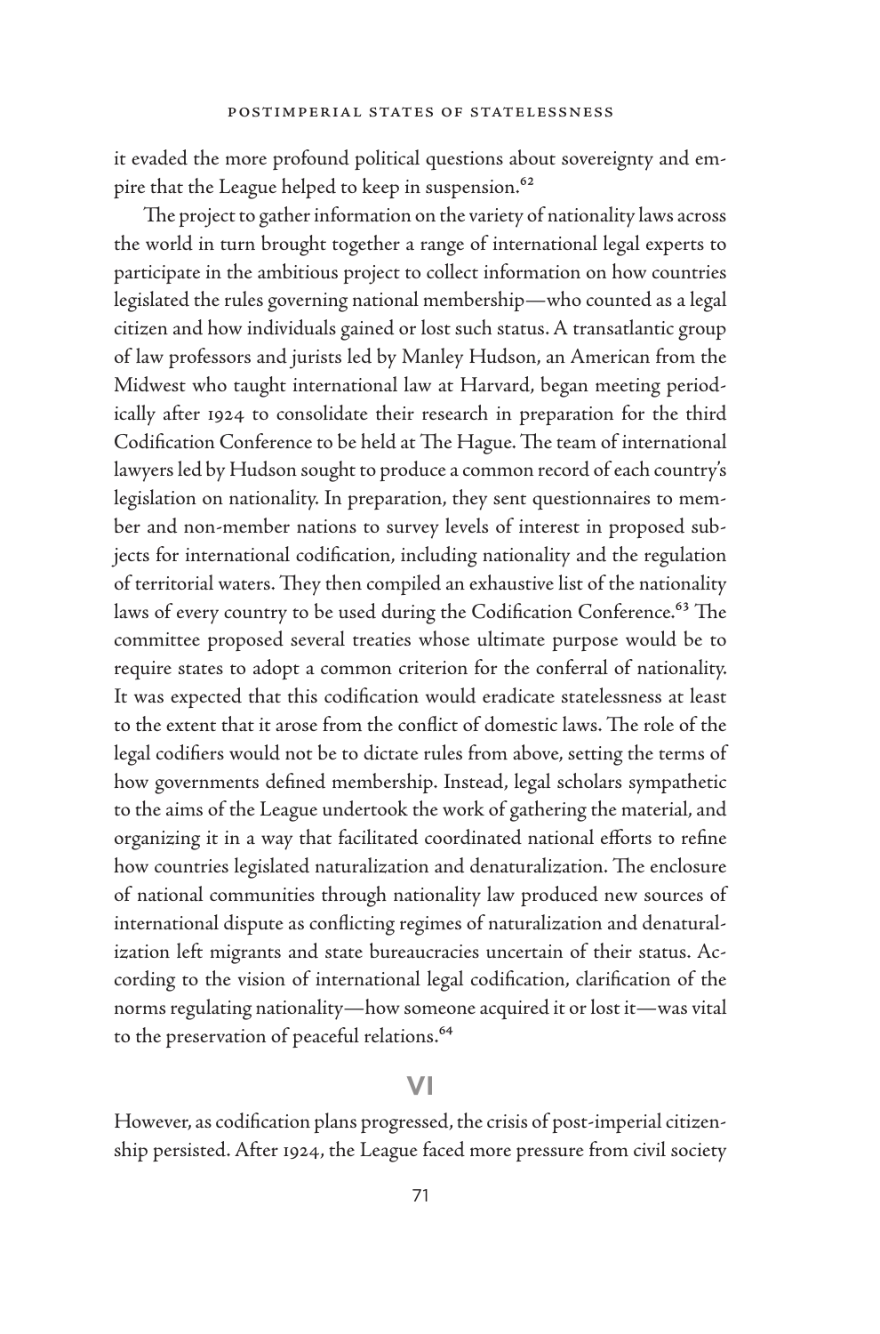it evaded the more profound political questions about sovereignty and empire that the League helped to keep in suspension.[62]

The project to gather information on the variety of nationality laws across the world in turn brought together a range of international legal experts to participate in the ambitious project to collect information on how countries legislated the rules governing national membership—who counted as a legal citizen and how individuals gained or lost such status. A transatlantic group of law professors and jurists led by Manley Hudson, an American from the Midwest who taught international law at Harvard, began meeting periodically after 1924 to consolidate their research in preparation for the third Codification Conference to be held at The Hague. The team of international lawyers led by Hudson sought to produce a common record of each country's legislation on nationality. In preparation, they sent questionnaires to member and non-member nations to survey levels of interest in proposed subjects for international codification, including nationality and the regulation of territorial waters. They then compiled an exhaustive list of the nationality laws of every country to be used during the Codification Conference.[63] The committee proposed several treaties whose ultimate purpose would be to require states to adopt a common criterion for the conferral of nationality. It was expected that this codification would eradicate statelessness at least to the extent that it arose from the conflict of domestic laws. The role of the legal codifiers would not be to dictate rules from above, setting the terms of how governments defined membership. Instead, legal scholars sympathetic to the aims of the League undertook the work of gathering the material, and organizing it in a way that facilitated coordinated national efforts to refine how countries legislated naturalization and denaturalization. The enclosure of national communities through nationality law produced new sources of international dispute as conflicting regimes of naturalization and denaturalization left migrants and state bureaucracies uncertain of their status. According to the vision of international legal codification, clarification of the norms regulating nationality—how someone acquired it or lost it—was vital to the preservation of peaceful relations.[64]

## VI

However, as codification plans progressed, the crisis of post-imperial citizenship persisted. After 1924, the League faced more pressure from civil society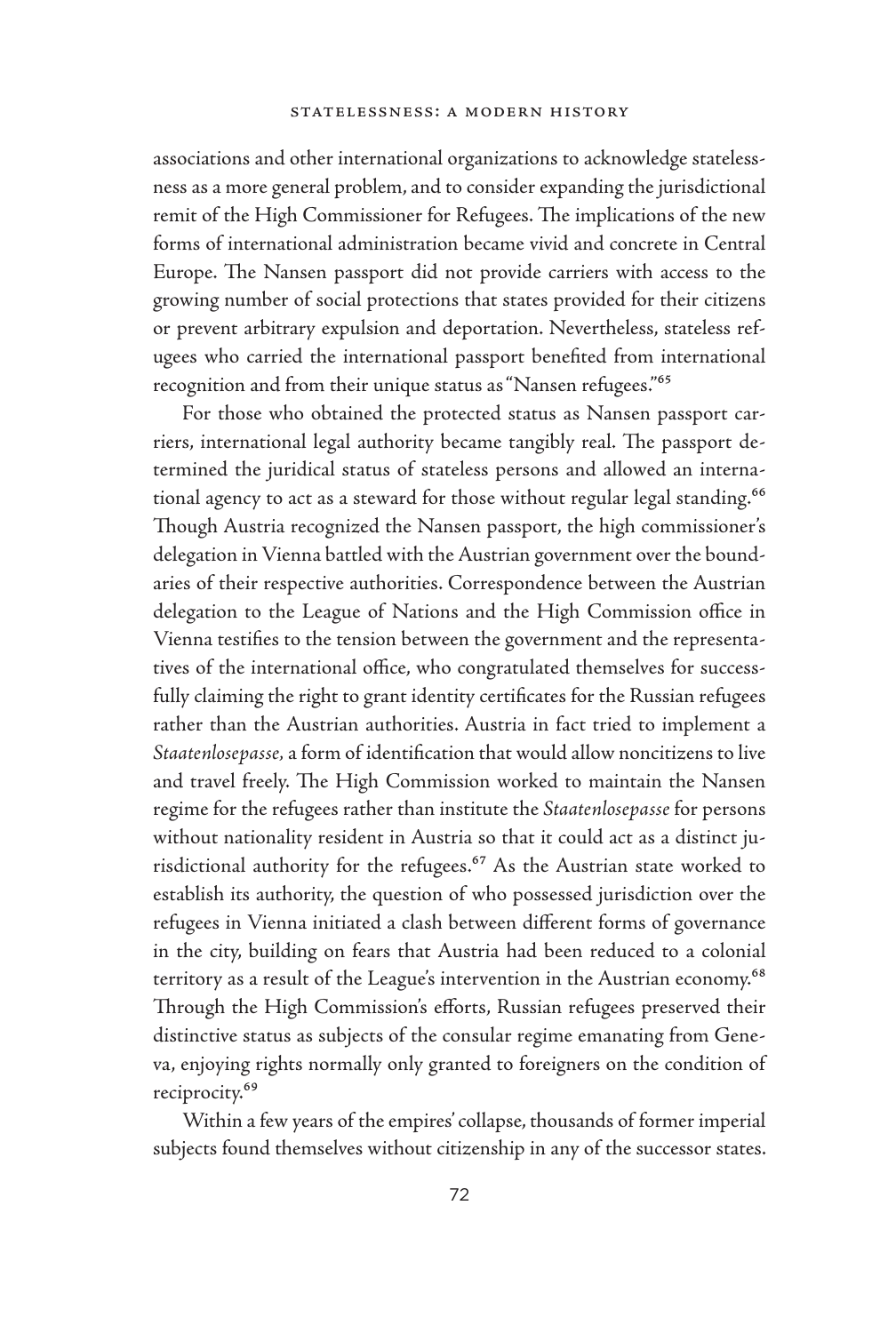associations and other international organizations to acknowledge statelessness as a more general problem, and to consider expanding the jurisdictional remit of the High Commissioner for Refugees. The implications of the new forms of international administration became vivid and concrete in Central Europe. The Nansen passport did not provide carriers with access to the growing number of social protections that states provided for their citizens or prevent arbitrary expulsion and deportation. Nevertheless, stateless refugees who carried the international passport benefited from international recognition and from their unique status as "Nansen refugees."[65]

For those who obtained the protected status as Nansen passport carriers, international legal authority became tangibly real. The passport determined the juridical status of stateless persons and allowed an international agency to act as a steward for those without regular legal standing.[66] Though Austria recognized the Nansen passport, the high commissioner's delegation in Vienna battled with the Austrian government over the boundaries of their respective authorities. Correspondence between the Austrian delegation to the League of Nations and the High Commission office in Vienna testifies to the tension between the government and the representatives of the international office, who congratulated themselves for successfully claiming the right to grant identity certificates for the Russian refugees rather than the Austrian authorities. Austria in fact tried to implement a *Staatenlosepasse,* a form of identification that would allow noncitizens to live and travel freely. The High Commission worked to maintain the Nansen regime for the refugees rather than institute the *Staatenlosepasse* for persons without nationality resident in Austria so that it could act as a distinct jurisdictional authority for the refugees.[67] As the Austrian state worked to establish its authority, the question of who possessed jurisdiction over the refugees in Vienna initiated a clash between different forms of governance in the city, building on fears that Austria had been reduced to a colonial territory as a result of the League's intervention in the Austrian economy.[68] Through the High Commission's efforts, Russian refugees preserved their distinctive status as subjects of the consular regime emanating from Geneva, enjoying rights normally only granted to foreigners on the condition of reciprocity.[69]

Within a few years of the empires' collapse, thousands of former imperial subjects found themselves without citizenship in any of the successor states.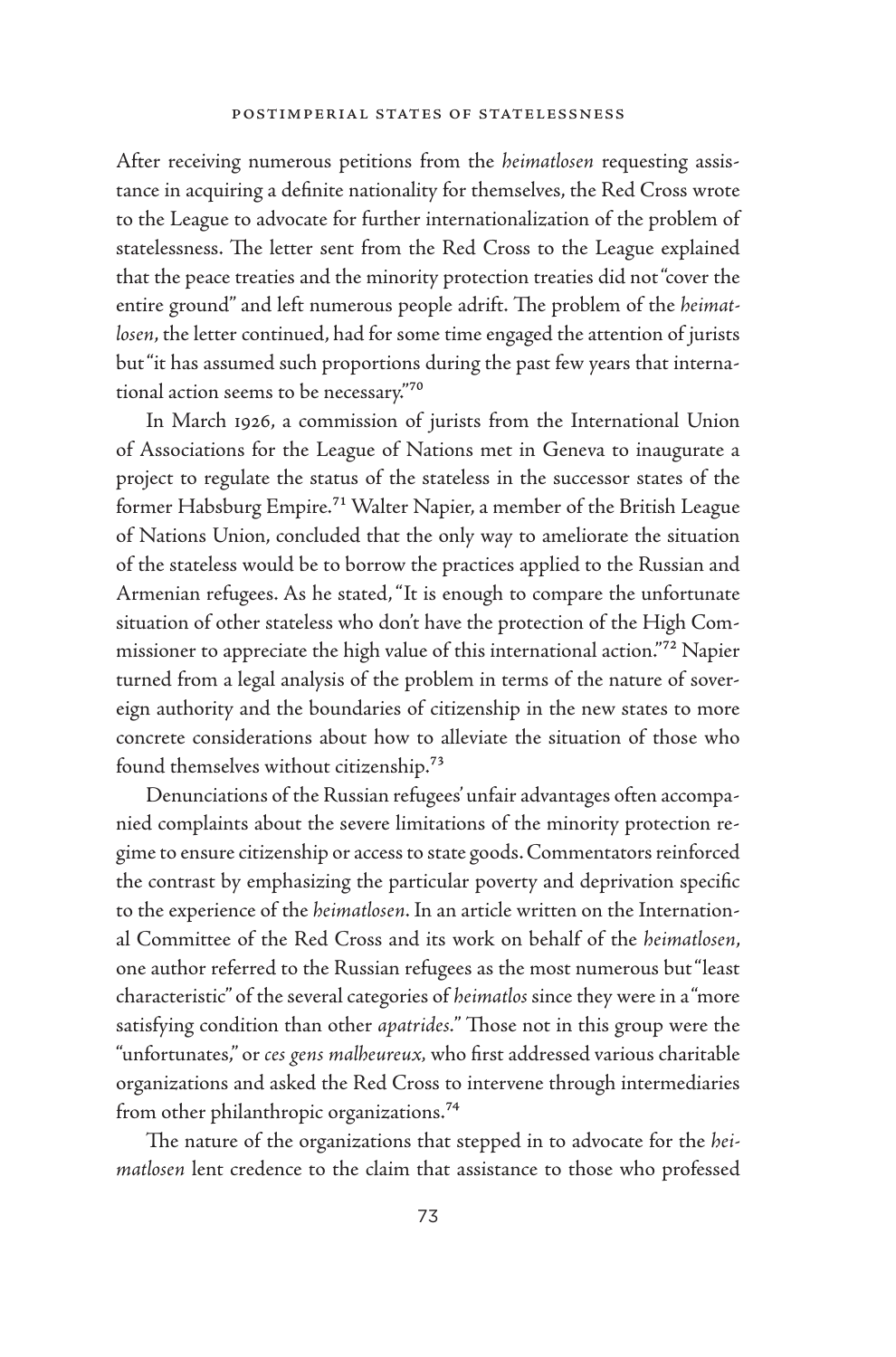After receiving numerous petitions from the *heimatlosen* requesting assistance in acquiring a definite nationality for themselves, the Red Cross wrote to the League to advocate for further internationalization of the problem of statelessness. The letter sent from the Red Cross to the League explained that the peace treaties and the minority protection treaties did not "cover the entire ground" and left numerous people adrift. The problem of the *heimatlosen*, the letter continued, had for some time engaged the attention of jurists but "it has assumed such proportions during the past few years that international action seems to be necessary."[70]

In March 1926, a commission of jurists from the International Union of Associations for the League of Nations met in Geneva to inaugurate a project to regulate the status of the stateless in the successor states of the former Habsburg Empire.[71] Walter Napier, a member of the British League of Nations Union, concluded that the only way to ameliorate the situation of the stateless would be to borrow the practices applied to the Russian and Armenian refugees. As he stated, "It is enough to compare the unfortunate situation of other stateless who don't have the protection of the High Commissioner to appreciate the high value of this international action."[72] Napier turned from a legal analysis of the problem in terms of the nature of sovereign authority and the boundaries of citizenship in the new states to more concrete considerations about how to alleviate the situation of those who found themselves without citizenship.[73]

Denunciations of the Russian refugees' unfair advantages often accompanied complaints about the severe limitations of the minority protection regime to ensure citizenship or access to state goods. Commentators reinforced the contrast by emphasizing the particular poverty and deprivation specific to the experience of the *heimatlosen*. In an article written on the International Committee of the Red Cross and its work on behalf of the *heimatlosen*, one author referred to the Russian refugees as the most numerous but "least characteristic" of the several categories of *heimatlos* since they were in a "more satisfying condition than other *apatrides*." Those not in this group were the "unfortunates," or *ces gens malheureux,* who first addressed various charitable organizations and asked the Red Cross to intervene through intermediaries from other philanthropic organizations.[74]

The nature of the organizations that stepped in to advocate for the *heimatlosen* lent credence to the claim that assistance to those who professed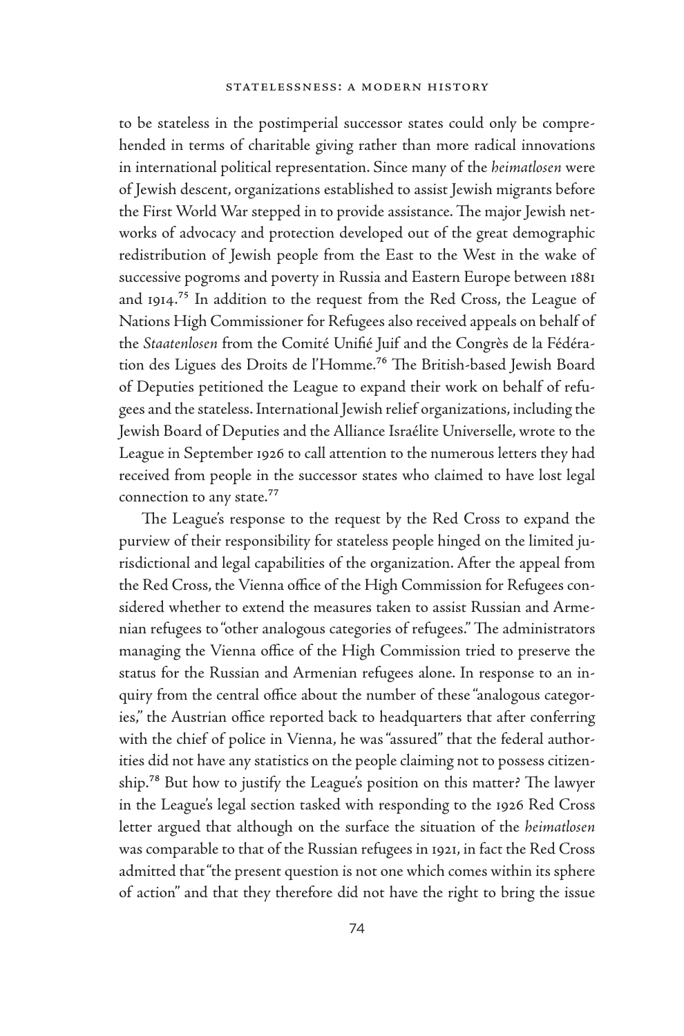to be stateless in the postimperial successor states could only be comprehended in terms of charitable giving rather than more radical innovations in international political representation. Since many of the *heimatlosen* were of Jewish descent, organizations established to assist Jewish migrants before the First World War stepped in to provide assistance. The major Jewish networks of advocacy and protection developed out of the great demographic redistribution of Jewish people from the East to the West in the wake of successive pogroms and poverty in Russia and Eastern Europe between 1881 and 1914.[75] In addition to the request from the Red Cross, the League of Nations High Commissioner for Refugees also received appeals on behalf of the *Staatenlosen* from the Comité Unifié Juif and the Congrès de la Fédération des Ligues des Droits de l'Homme.[76] The British-based Jewish Board of Deputies petitioned the League to expand their work on behalf of refugees and the stateless. International Jewish relief organizations, including the Jewish Board of Deputies and the Alliance Israélite Universelle, wrote to the League in September 1926 to call attention to the numerous letters they had received from people in the successor states who claimed to have lost legal connection to any state.[77]

The League's response to the request by the Red Cross to expand the purview of their responsibility for stateless people hinged on the limited jurisdictional and legal capabilities of the organization. After the appeal from the Red Cross, the Vienna office of the High Commission for Refugees considered whether to extend the measures taken to assist Russian and Armenian refugees to "other analogous categories of refugees." The administrators managing the Vienna office of the High Commission tried to preserve the status for the Russian and Armenian refugees alone. In response to an inquiry from the central office about the number of these "analogous categories," the Austrian office reported back to headquarters that after conferring with the chief of police in Vienna, he was "assured" that the federal authorities did not have any statistics on the people claiming not to possess citizenship.[78] But how to justify the League's position on this matter? The lawyer in the League's legal section tasked with responding to the 1926 Red Cross letter argued that although on the surface the situation of the *heimatlosen* was comparable to that of the Russian refugees in 1921, in fact the Red Cross admitted that "the present question is not one which comes within its sphere of action" and that they therefore did not have the right to bring the issue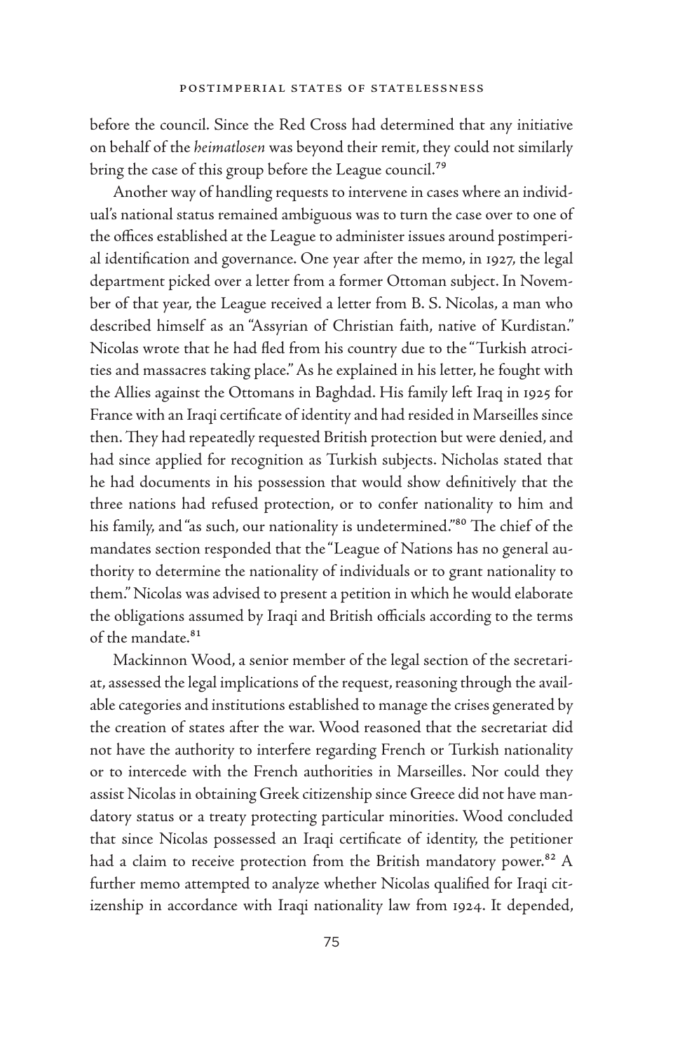before the council. Since the Red Cross had determined that any initiative on behalf of the *heimatlosen* was beyond their remit, they could not similarly bring the case of this group before the League council.[79]

Another way of handling requests to intervene in cases where an individual's national status remained ambiguous was to turn the case over to one of the offices established at the League to administer issues around postimperial identification and governance. One year after the memo, in 1927, the legal department picked over a letter from a former Ottoman subject. In November of that year, the League received a letter from B. S. Nicolas, a man who described himself as an "Assyrian of Christian faith, native of Kurdistan." Nicolas wrote that he had fled from his country due to the "Turkish atrocities and massacres taking place." As he explained in his letter, he fought with the Allies against the Ottomans in Baghdad. His family left Iraq in 1925 for France with an Iraqi certificate of identity and had resided in Marseilles since then. They had repeatedly requested British protection but were denied, and had since applied for recognition as Turkish subjects. Nicholas stated that he had documents in his possession that would show definitively that the three nations had refused protection, or to confer nationality to him and his family, and "as such, our nationality is undetermined."[80] The chief of the mandates section responded that the "League of Nations has no general authority to determine the nationality of individuals or to grant nationality to them." Nicolas was advised to present a petition in which he would elaborate the obligations assumed by Iraqi and British officials according to the terms of the mandate.[81]

Mackinnon Wood, a senior member of the legal section of the secretariat, assessed the legal implications of the request, reasoning through the available categories and institutions established to manage the crises generated by the creation of states after the war. Wood reasoned that the secretariat did not have the authority to interfere regarding French or Turkish nationality or to intercede with the French authorities in Marseilles. Nor could they assist Nicolas in obtaining Greek citizenship since Greece did not have mandatory status or a treaty protecting particular minorities. Wood concluded that since Nicolas possessed an Iraqi certificate of identity, the petitioner had a claim to receive protection from the British mandatory power.[82] A further memo attempted to analyze whether Nicolas qualified for Iraqi citizenship in accordance with Iraqi nationality law from 1924. It depended,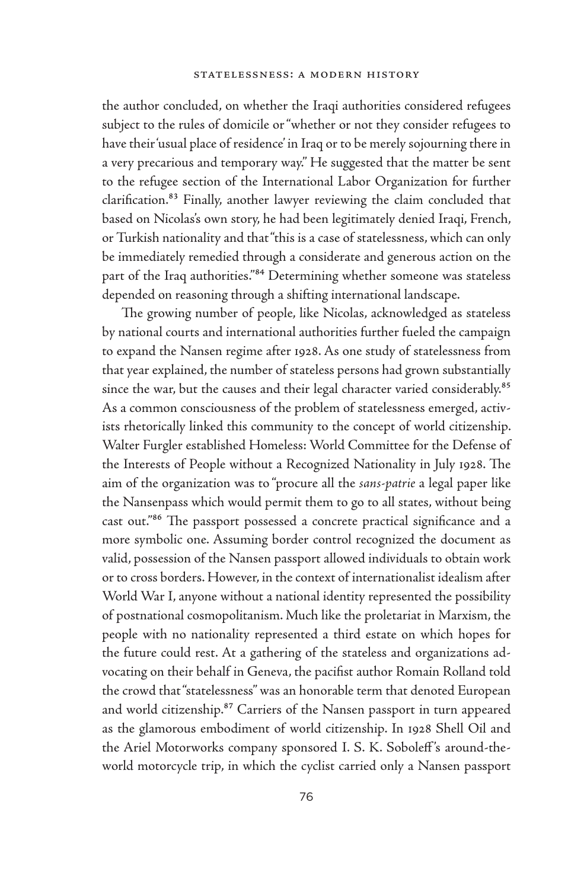the author concluded, on whether the Iraqi authorities considered refugees subject to the rules of domicile or "whether or not they consider refugees to have their 'usual place of residence' in Iraq or to be merely sojourning there in a very precarious and temporary way." He suggested that the matter be sent to the refugee section of the International Labor Organization for further clarification.[83] Finally, another lawyer reviewing the claim concluded that based on Nicolas's own story, he had been legitimately denied Iraqi, French, or Turkish nationality and that "this is a case of statelessness, which can only be immediately remedied through a considerate and generous action on the part of the Iraq authorities."[84] Determining whether someone was stateless depended on reasoning through a shifting international landscape.

The growing number of people, like Nicolas, acknowledged as stateless by national courts and international authorities further fueled the campaign to expand the Nansen regime after 1928. As one study of statelessness from that year explained, the number of stateless persons had grown substantially since the war, but the causes and their legal character varied considerably.[85] As a common consciousness of the problem of statelessness emerged, activists rhetorically linked this community to the concept of world citizenship. Walter Furgler established Homeless: World Committee for the Defense of the Interests of People without a Recognized Nationality in July 1928. The aim of the organization was to "procure all the *sans-patrie* a legal paper like the Nansenpass which would permit them to go to all states, without being cast out."[86] The passport possessed a concrete practical significance and a more symbolic one. Assuming border control recognized the document as valid, possession of the Nansen passport allowed individuals to obtain work or to cross borders. However, in the context of internationalist idealism after World War I, anyone without a national identity represented the possibility of postnational cosmopolitanism. Much like the proletariat in Marxism, the people with no nationality represented a third estate on which hopes for the future could rest. At a gathering of the stateless and organizations advocating on their behalf in Geneva, the pacifist author Romain Rolland told the crowd that "statelessness" was an honorable term that denoted European and world citizenship.[87] Carriers of the Nansen passport in turn appeared as the glamorous embodiment of world citizenship. In 1928 Shell Oil and the Ariel Motorworks company sponsored I. S. K. Soboleff's around-the-world motorcycle trip, in which the cyclist carried only a Nansen passport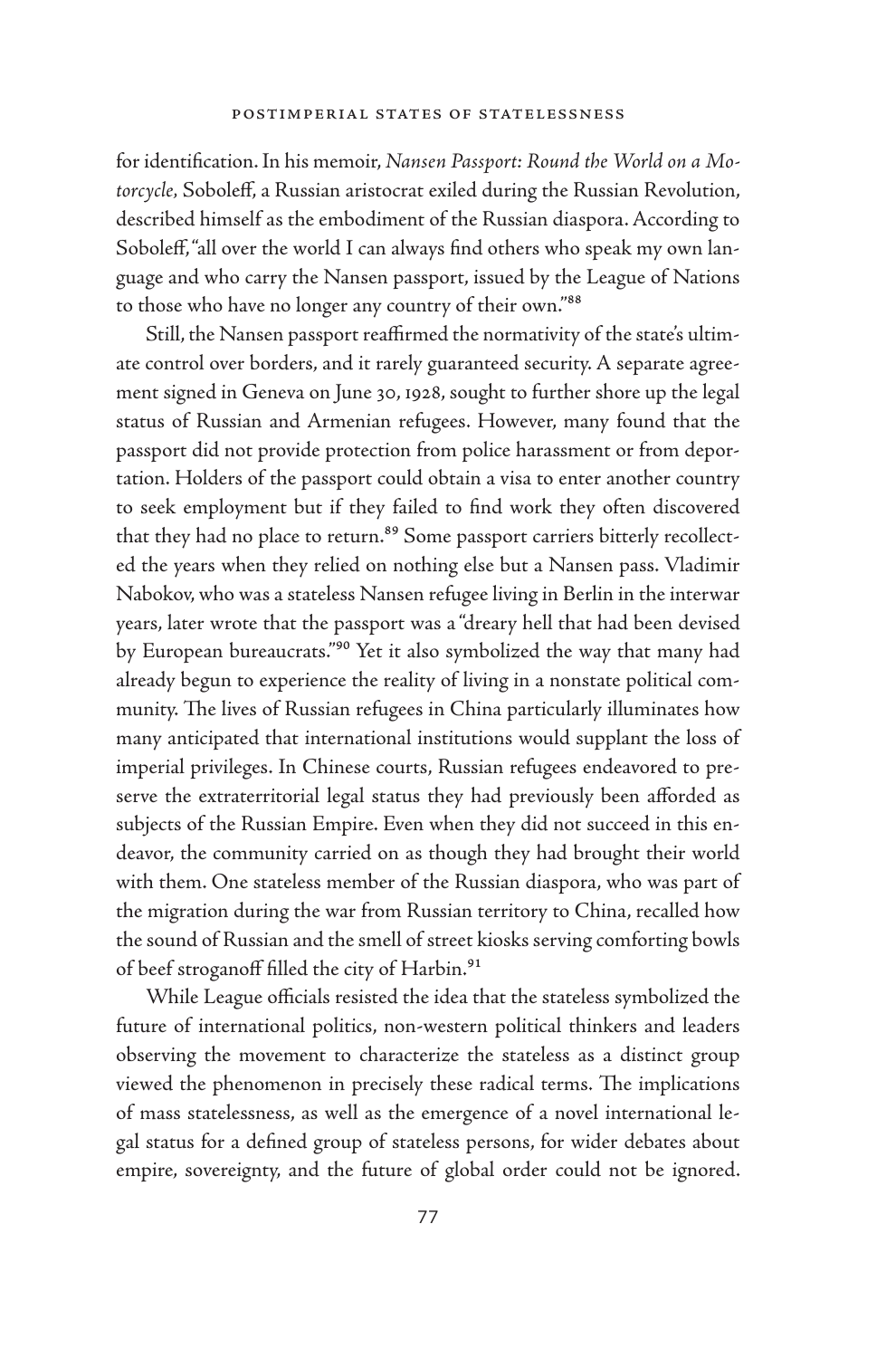for identification. In his memoir, *Nansen Passport: Round the World on a Motorcycle,* Soboleff, a Russian aristocrat exiled during the Russian Revolution, described himself as the embodiment of the Russian diaspora. According to Soboleff, "all over the world I can always find others who speak my own language and who carry the Nansen passport, issued by the League of Nations to those who have no longer any country of their own."[88]

Still, the Nansen passport reaffirmed the normativity of the state's ultimate control over borders, and it rarely guaranteed security. A separate agreement signed in Geneva on June 30, 1928, sought to further shore up the legal status of Russian and Armenian refugees. However, many found that the passport did not provide protection from police harassment or from deportation. Holders of the passport could obtain a visa to enter another country to seek employment but if they failed to find work they often discovered that they had no place to return.[89] Some passport carriers bitterly recollected the years when they relied on nothing else but a Nansen pass. Vladimir Nabokov, who was a stateless Nansen refugee living in Berlin in the interwar years, later wrote that the passport was a "dreary hell that had been devised by European bureaucrats."[90] Yet it also symbolized the way that many had already begun to experience the reality of living in a nonstate political community. The lives of Russian refugees in China particularly illuminates how many anticipated that international institutions would supplant the loss of imperial privileges. In Chinese courts, Russian refugees endeavored to preserve the extraterritorial legal status they had previously been afforded as subjects of the Russian Empire. Even when they did not succeed in this endeavor, the community carried on as though they had brought their world with them. One stateless member of the Russian diaspora, who was part of the migration during the war from Russian territory to China, recalled how the sound of Russian and the smell of street kiosks serving comforting bowls of beef stroganoff filled the city of Harbin.[91]

While League officials resisted the idea that the stateless symbolized the future of international politics, non-western political thinkers and leaders observing the movement to characterize the stateless as a distinct group viewed the phenomenon in precisely these radical terms. The implications of mass statelessness, as well as the emergence of a novel international legal status for a defined group of stateless persons, for wider debates about empire, sovereignty, and the future of global order could not be ignored.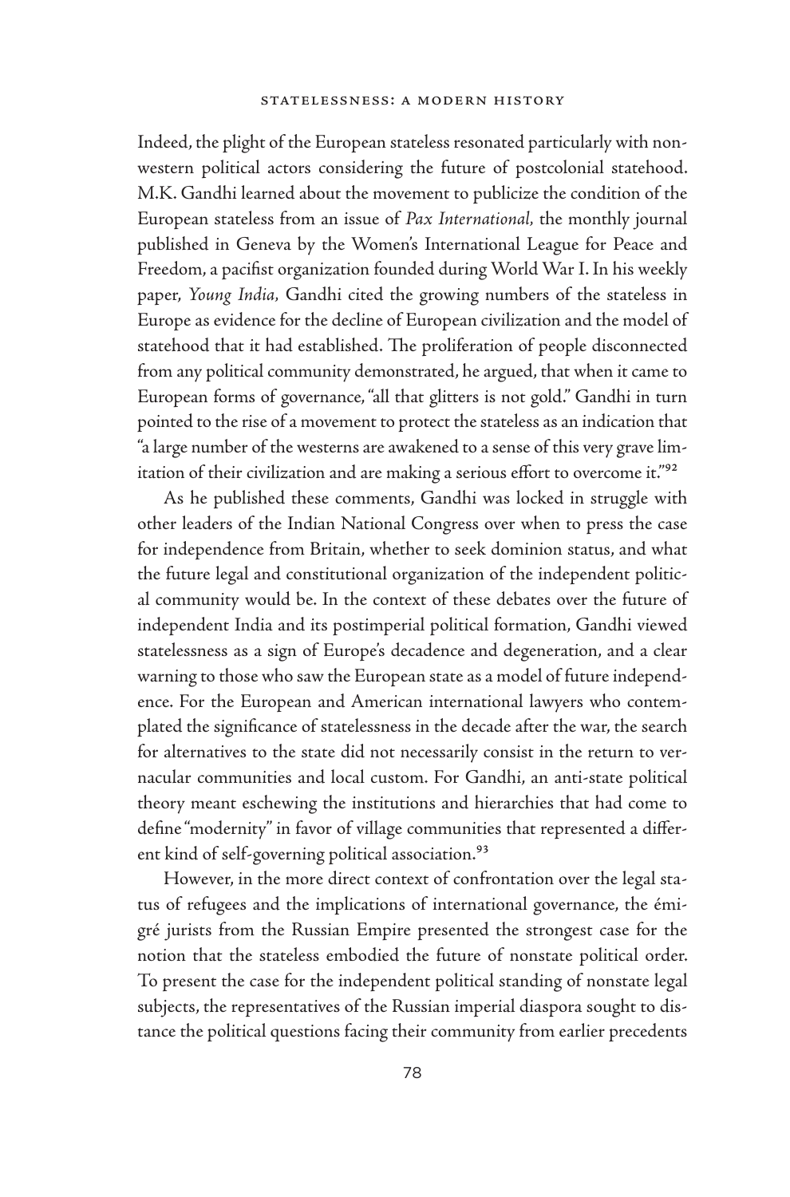Indeed, the plight of the European stateless resonated particularly with non-western political actors considering the future of postcolonial statehood. M.K. Gandhi learned about the movement to publicize the condition of the European stateless from an issue of *Pax International,* the monthly journal published in Geneva by the Women's International League for Peace and Freedom, a pacifist organization founded during World War I. In his weekly paper, *Young India,* Gandhi cited the growing numbers of the stateless in Europe as evidence for the decline of European civilization and the model of statehood that it had established. The proliferation of people disconnected from any political community demonstrated, he argued, that when it came to European forms of governance, "all that glitters is not gold." Gandhi in turn pointed to the rise of a movement to protect the stateless as an indication that "a large number of the westerns are awakened to a sense of this very grave limitation of their civilization and are making a serious effort to overcome it."[92]

As he published these comments, Gandhi was locked in struggle with other leaders of the Indian National Congress over when to press the case for independence from Britain, whether to seek dominion status, and what the future legal and constitutional organization of the independent political community would be. In the context of these debates over the future of independent India and its postimperial political formation, Gandhi viewed statelessness as a sign of Europe's decadence and degeneration, and a clear warning to those who saw the European state as a model of future independence. For the European and American international lawyers who contemplated the significance of statelessness in the decade after the war, the search for alternatives to the state did not necessarily consist in the return to vernacular communities and local custom. For Gandhi, an anti-state political theory meant eschewing the institutions and hierarchies that had come to define "modernity" in favor of village communities that represented a different kind of self-governing political association.[93]

However, in the more direct context of confrontation over the legal status of refugees and the implications of international governance, the émigré jurists from the Russian Empire presented the strongest case for the notion that the stateless embodied the future of nonstate political order. To present the case for the independent political standing of nonstate legal subjects, the representatives of the Russian imperial diaspora sought to distance the political questions facing their community from earlier precedents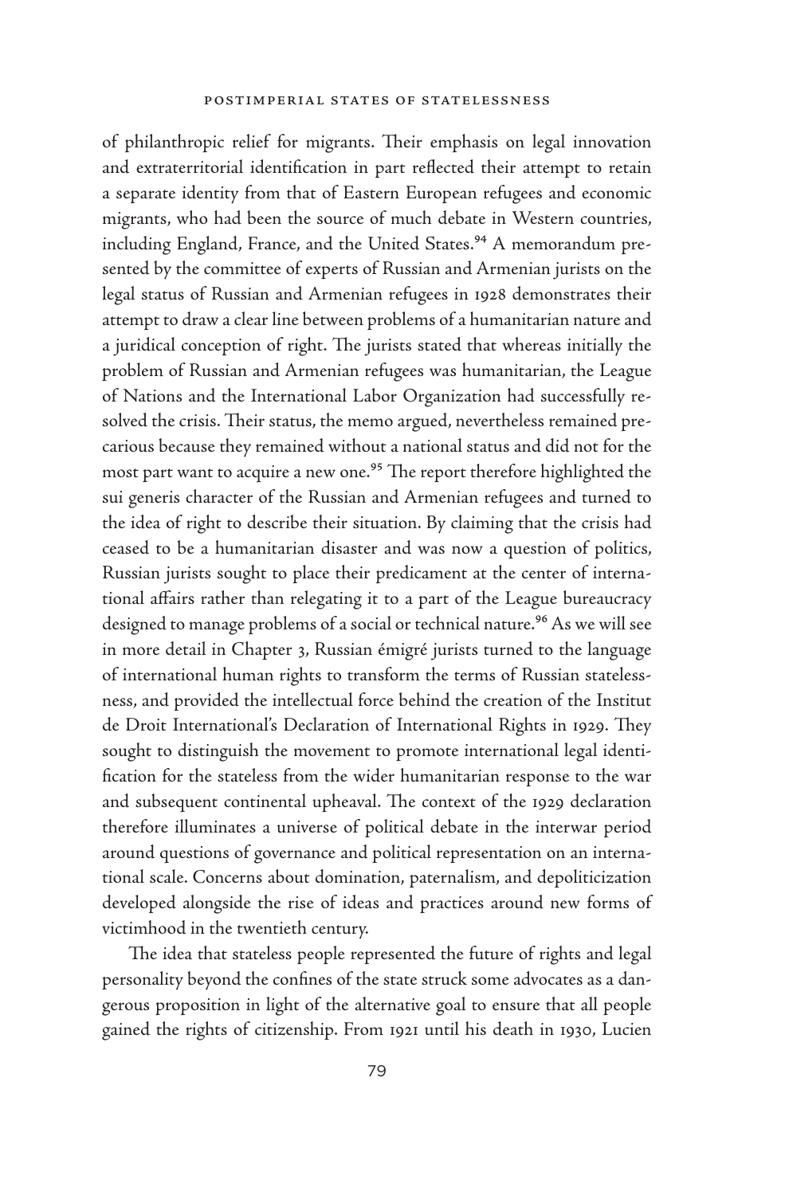of philanthropic relief for migrants. Their emphasis on legal innovation and extraterritorial identification in part reflected their attempt to retain a separate identity from that of Eastern European refugees and economic migrants, who had been the source of much debate in Western countries, including England, France, and the United States.[94] A memorandum presented by the committee of experts of Russian and Armenian jurists on the legal status of Russian and Armenian refugees in 1928 demonstrates their attempt to draw a clear line between problems of a humanitarian nature and a juridical conception of right. The jurists stated that whereas initially the problem of Russian and Armenian refugees was humanitarian, the League of Nations and the International Labor Organization had successfully resolved the crisis. Their status, the memo argued, nevertheless remained precarious because they remained without a national status and did not for the most part want to acquire a new one.[95] The report therefore highlighted the sui generis character of the Russian and Armenian refugees and turned to the idea of right to describe their situation. By claiming that the crisis had ceased to be a humanitarian disaster and was now a question of politics, Russian jurists sought to place their predicament at the center of international affairs rather than relegating it to a part of the League bureaucracy designed to manage problems of a social or technical nature.[96] As we will see in more detail in Chapter 3, Russian émigré jurists turned to the language of international human rights to transform the terms of Russian statelessness, and provided the intellectual force behind the creation of the Institut de Droit International's Declaration of International Rights in 1929. They sought to distinguish the movement to promote international legal identification for the stateless from the wider humanitarian response to the war and subsequent continental upheaval. The context of the 1929 declaration therefore illuminates a universe of political debate in the interwar period around questions of governance and political representation on an international scale. Concerns about domination, paternalism, and depoliticization developed alongside the rise of ideas and practices around new forms of victimhood in the twentieth century.

The idea that stateless people represented the future of rights and legal personality beyond the confines of the state struck some advocates as a dangerous proposition in light of the alternative goal to ensure that all people gained the rights of citizenship. From 1921 until his death in 1930, Lucien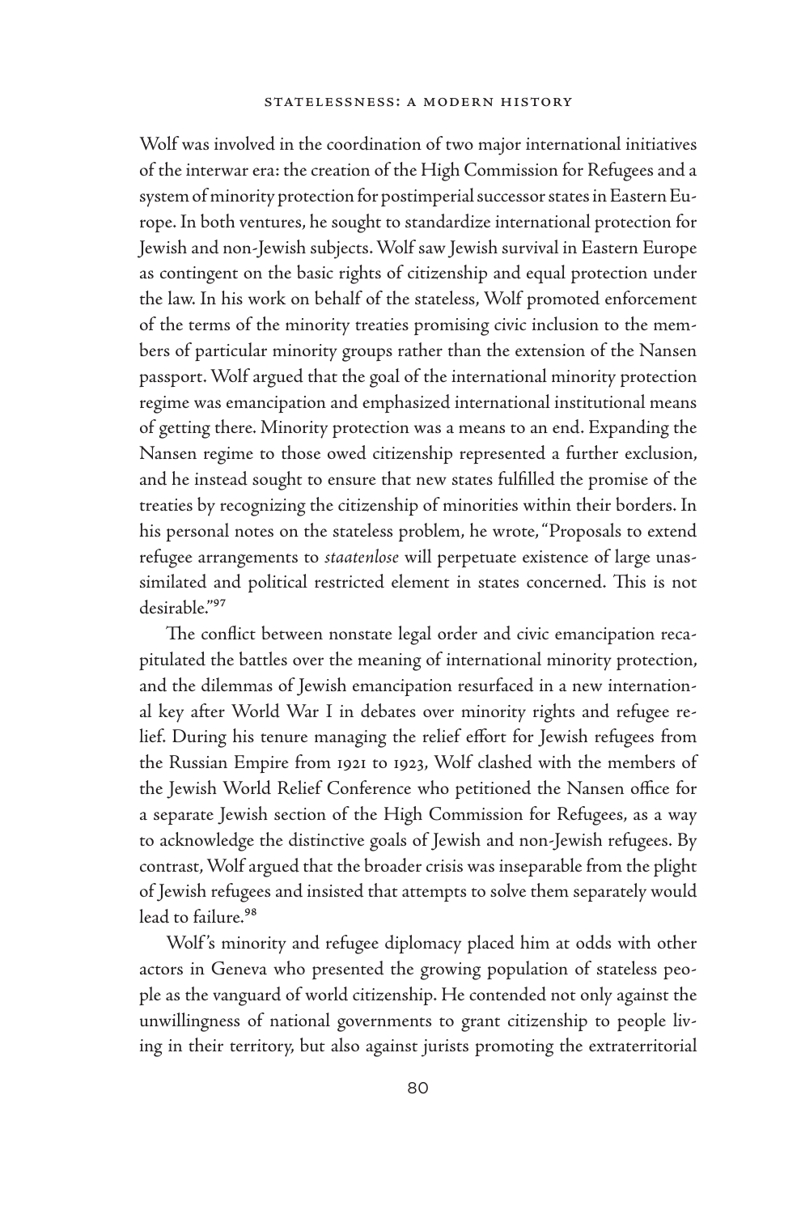Wolf was involved in the coordination of two major international initiatives of the interwar era: the creation of the High Commission for Refugees and a system of minority protection for postimperial successor states in Eastern Europe. In both ventures, he sought to standardize international protection for Jewish and non-Jewish subjects. Wolf saw Jewish survival in Eastern Europe as contingent on the basic rights of citizenship and equal protection under the law. In his work on behalf of the stateless, Wolf promoted enforcement of the terms of the minority treaties promising civic inclusion to the members of particular minority groups rather than the extension of the Nansen passport. Wolf argued that the goal of the international minority protection regime was emancipation and emphasized international institutional means of getting there. Minority protection was a means to an end. Expanding the Nansen regime to those owed citizenship represented a further exclusion, and he instead sought to ensure that new states fulfilled the promise of the treaties by recognizing the citizenship of minorities within their borders. In his personal notes on the stateless problem, he wrote, "Proposals to extend refugee arrangements to *staatenlose* will perpetuate existence of large unassimilated and political restricted element in states concerned. This is not desirable."[97]

The conflict between nonstate legal order and civic emancipation recapitulated the battles over the meaning of international minority protection, and the dilemmas of Jewish emancipation resurfaced in a new international key after World War I in debates over minority rights and refugee relief. During his tenure managing the relief effort for Jewish refugees from the Russian Empire from 1921 to 1923, Wolf clashed with the members of the Jewish World Relief Conference who petitioned the Nansen office for a separate Jewish section of the High Commission for Refugees, as a way to acknowledge the distinctive goals of Jewish and non-Jewish refugees. By contrast, Wolf argued that the broader crisis was inseparable from the plight of Jewish refugees and insisted that attempts to solve them separately would lead to failure.[98]

Wolf's minority and refugee diplomacy placed him at odds with other actors in Geneva who presented the growing population of stateless people as the vanguard of world citizenship. He contended not only against the unwillingness of national governments to grant citizenship to people living in their territory, but also against jurists promoting the extraterritorial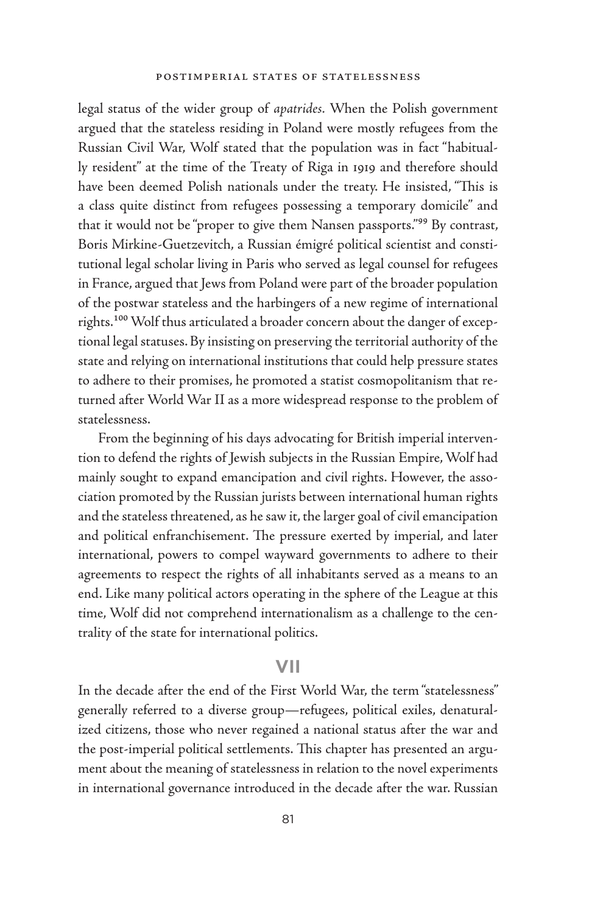legal status of the wider group of *apatrides*. When the Polish government argued that the stateless residing in Poland were mostly refugees from the Russian Civil War, Wolf stated that the population was in fact "habitually resident" at the time of the Treaty of Riga in 1919 and therefore should have been deemed Polish nationals under the treaty. He insisted, "This is a class quite distinct from refugees possessing a temporary domicile" and that it would not be "proper to give them Nansen passports."[99] By contrast, Boris Mirkine-Guetzevitch, a Russian émigré political scientist and constitutional legal scholar living in Paris who served as legal counsel for refugees in France, argued that Jews from Poland were part of the broader population of the postwar stateless and the harbingers of a new regime of international rights.[100] Wolf thus articulated a broader concern about the danger of exceptional legal statuses. By insisting on preserving the territorial authority of the state and relying on international institutions that could help pressure states to adhere to their promises, he promoted a statist cosmopolitanism that returned after World War II as a more widespread response to the problem of statelessness.

From the beginning of his days advocating for British imperial intervention to defend the rights of Jewish subjects in the Russian Empire, Wolf had mainly sought to expand emancipation and civil rights. However, the association promoted by the Russian jurists between international human rights and the stateless threatened, as he saw it, the larger goal of civil emancipation and political enfranchisement. The pressure exerted by imperial, and later international, powers to compel wayward governments to adhere to their agreements to respect the rights of all inhabitants served as a means to an end. Like many political actors operating in the sphere of the League at this time, Wolf did not comprehend internationalism as a challenge to the centrality of the state for international politics.

## VII

In the decade after the end of the First World War, the term "statelessness" generally referred to a diverse group—refugees, political exiles, denaturalized citizens, those who never regained a national status after the war and the post-imperial political settlements. This chapter has presented an argument about the meaning of statelessness in relation to the novel experiments in international governance introduced in the decade after the war. Russian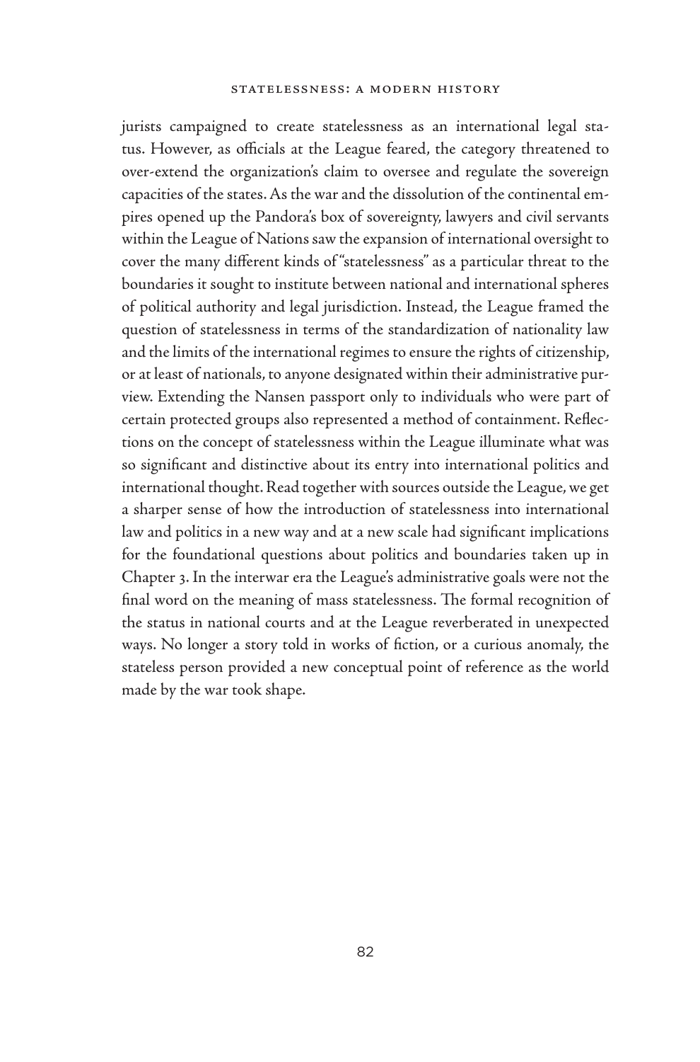jurists campaigned to create statelessness as an international legal status. However, as officials at the League feared, the category threatened to over-extend the organization's claim to oversee and regulate the sovereign capacities of the states. As the war and the dissolution of the continental empires opened up the Pandora's box of sovereignty, lawyers and civil servants within the League of Nations saw the expansion of international oversight to cover the many different kinds of "statelessness" as a particular threat to the boundaries it sought to institute between national and international spheres of political authority and legal jurisdiction. Instead, the League framed the question of statelessness in terms of the standardization of nationality law and the limits of the international regimes to ensure the rights of citizenship, or at least of nationals, to anyone designated within their administrative purview. Extending the Nansen passport only to individuals who were part of certain protected groups also represented a method of containment. Reflections on the concept of statelessness within the League illuminate what was so significant and distinctive about its entry into international politics and international thought. Read together with sources outside the League, we get a sharper sense of how the introduction of statelessness into international law and politics in a new way and at a new scale had significant implications for the foundational questions about politics and boundaries taken up in Chapter 3. In the interwar era the League's administrative goals were not the final word on the meaning of mass statelessness. The formal recognition of the status in national courts and at the League reverberated in unexpected ways. No longer a story told in works of fiction, or a curious anomaly, the stateless person provided a new conceptual point of reference as the world made by the war took shape.